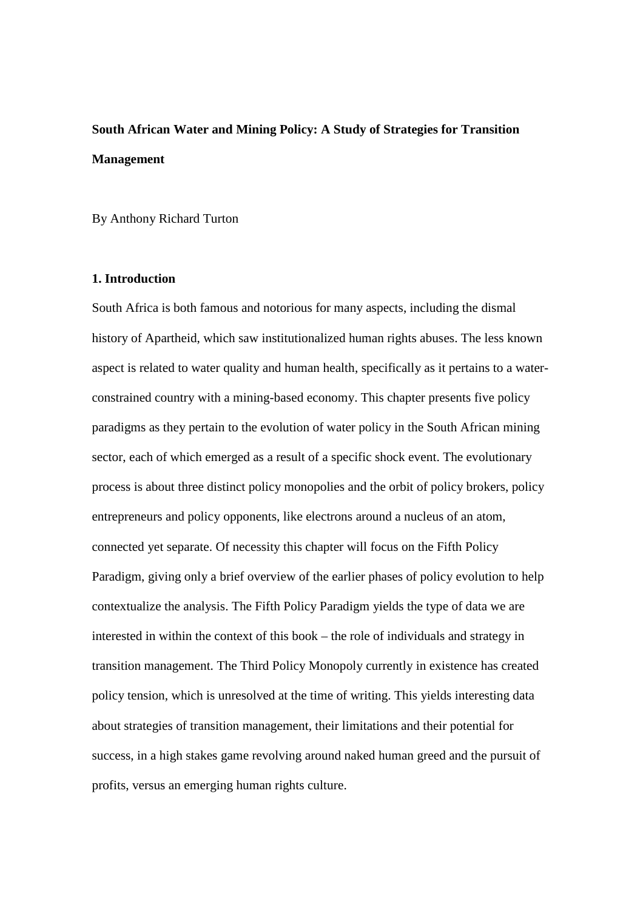# South African Water and Mining Policy: A Study of Strategies for Transition Management

By Anthony Richard Turton

## 1. Introduction

South Africa is both famous and notorious for many aspects, including the dismal history of Apartheid, which saw institutionalized human rights abuses. The less known aspect is related to water quality and human health, specifically as it pertains to a water-constrained country with a mining-based economy. This chapter presents five policy paradigms as they pertain to the evolution of water policy in the South African mining sector, each of which emerged as a result of a specific shock event. The evolutionary process is about three distinct policy monopolies and the orbit of policy brokers, policy entrepreneurs and policy opponents, like electrons around a nucleus of an atom, connected yet separate. Of necessity this chapter will focus on the Fifth Policy Paradigm, giving only a brief overview of the earlier phases of policy evolution to help contextualize the analysis. The Fifth Policy Paradigm yields the type of data we are interested in within the context of this book – the role of individuals and strategy in transition management. The Third Policy Monopoly currently in existence has created policy tension, which is unresolved at the time of writing. This yields interesting data about strategies of transition management, their limitations and their potential for success, in a high stakes game revolving around naked human greed and the pursuit of profits, versus an emerging human rights culture.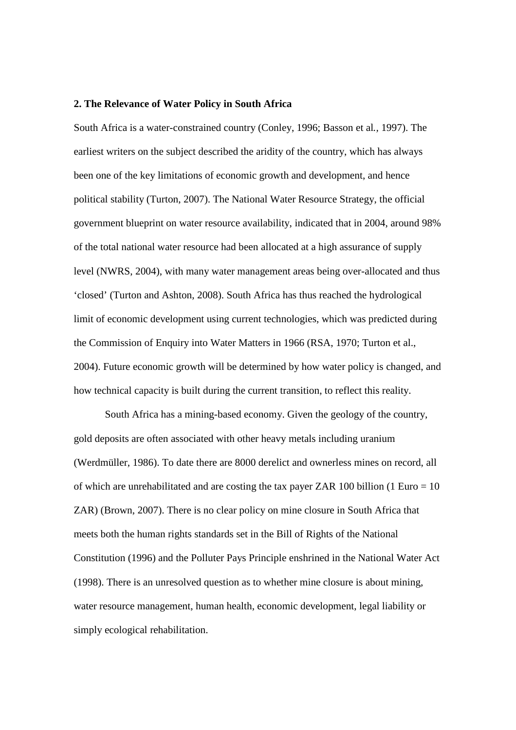## 2. The Relevance of Water Policy in South Africa

South Africa is a water-constrained country (Conley, 1996; Basson et al*.*, 1997). The earliest writers on the subject described the aridity of the country, which has always been one of the key limitations of economic growth and development, and hence political stability (Turton, 2007). The National Water Resource Strategy, the official government blueprint on water resource availability, indicated that in 2004, around 98% of the total national water resource had been allocated at a high assurance of supply level (NWRS, 2004), with many water management areas being over-allocated and thus 'closed' (Turton and Ashton, 2008). South Africa has thus reached the hydrological limit of economic development using current technologies, which was predicted during the Commission of Enquiry into Water Matters in 1966 (RSA, 1970; Turton et al., 2004). Future economic growth will be determined by how water policy is changed, and how technical capacity is built during the current transition, to reflect this reality.

South Africa has a mining-based economy. Given the geology of the country, gold deposits are often associated with other heavy metals including uranium (Werdmüller, 1986). To date there are 8000 derelict and ownerless mines on record, all of which are unrehabilitated and are costing the tax payer ZAR 100 billion (1 Euro = 10 ZAR) (Brown, 2007). There is no clear policy on mine closure in South Africa that meets both the human rights standards set in the Bill of Rights of the National Constitution (1996) and the Polluter Pays Principle enshrined in the National Water Act (1998). There is an unresolved question as to whether mine closure is about mining, water resource management, human health, economic development, legal liability or simply ecological rehabilitation.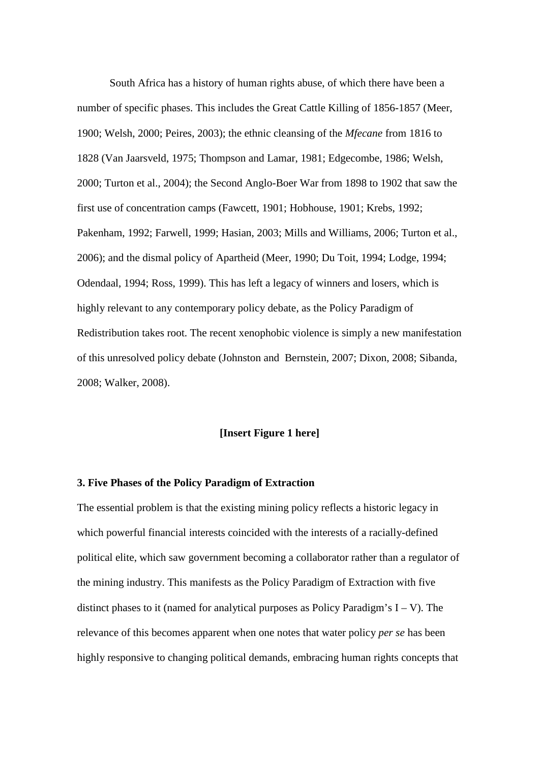South Africa has a history of human rights abuse, of which there have been a number of specific phases. This includes the Great Cattle Killing of 1856-1857 (Meer, 1900; Welsh, 2000; Peires, 2003); the ethnic cleansing of the *Mfecane* from 1816 to 1828 (Van Jaarsveld, 1975; Thompson and Lamar, 1981; Edgecombe, 1986; Welsh, 2000; Turton et al., 2004); the Second Anglo-Boer War from 1898 to 1902 that saw the first use of concentration camps (Fawcett, 1901; Hobhouse, 1901; Krebs, 1992; Pakenham, 1992; Farwell, 1999; Hasian, 2003; Mills and Williams, 2006; Turton et al., 2006); and the dismal policy of Apartheid (Meer, 1990; Du Toit, 1994; Lodge, 1994; Odendaal, 1994; Ross, 1999). This has left a legacy of winners and losers, which is highly relevant to any contemporary policy debate, as the Policy Paradigm of Redistribution takes root. The recent xenophobic violence is simply a new manifestation of this unresolved policy debate (Johnston and Bernstein, 2007; Dixon, 2008; Sibanda, 2008; Walker, 2008).

**[Insert Figure 1 here]**

## 3. Five Phases of the Policy Paradigm of Extraction

The essential problem is that the existing mining policy reflects a historic legacy in which powerful financial interests coincided with the interests of a racially-defined political elite, which saw government becoming a collaborator rather than a regulator of the mining industry. This manifests as the Policy Paradigm of Extraction with five distinct phases to it (named for analytical purposes as Policy Paradigm's I – V). The relevance of this becomes apparent when one notes that water policy *per se* has been highly responsive to changing political demands, embracing human rights concepts that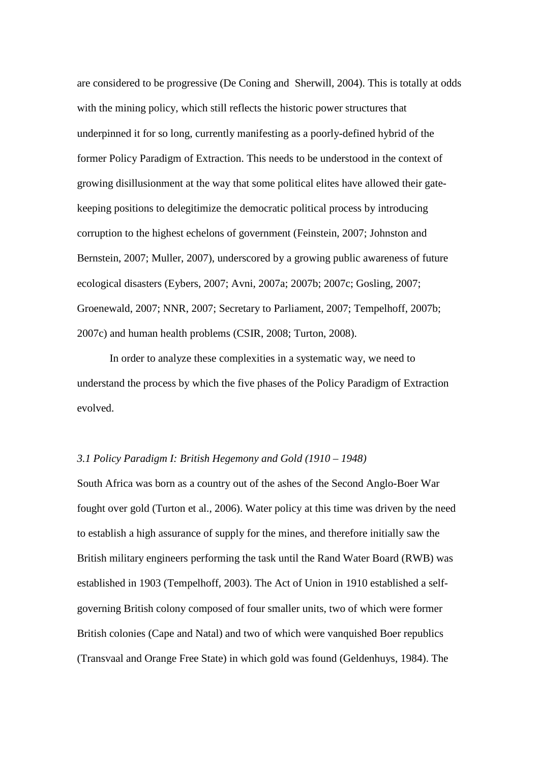are considered to be progressive (De Coning and Sherwill, 2004). This is totally at odds with the mining policy, which still reflects the historic power structures that underpinned it for so long, currently manifesting as a poorly-defined hybrid of the former Policy Paradigm of Extraction. This needs to be understood in the context of growing disillusionment at the way that some political elites have allowed their gate-keeping positions to delegitimize the democratic political process by introducing corruption to the highest echelons of government (Feinstein, 2007; Johnston and Bernstein, 2007; Muller, 2007), underscored by a growing public awareness of future ecological disasters (Eybers, 2007; Avni, 2007a; 2007b; 2007c; Gosling, 2007; Groenewald, 2007; NNR, 2007; Secretary to Parliament, 2007; Tempelhoff, 2007b; 2007c) and human health problems (CSIR, 2008; Turton, 2008).

In order to analyze these complexities in a systematic way, we need to understand the process by which the five phases of the Policy Paradigm of Extraction evolved.

### *3.1 Policy Paradigm I: British Hegemony and Gold (1910 – 1948)*

South Africa was born as a country out of the ashes of the Second Anglo-Boer War fought over gold (Turton et al., 2006). Water policy at this time was driven by the need to establish a high assurance of supply for the mines, and therefore initially saw the British military engineers performing the task until the Rand Water Board (RWB) was established in 1903 (Tempelhoff, 2003). The Act of Union in 1910 established a self-governing British colony composed of four smaller units, two of which were former British colonies (Cape and Natal) and two of which were vanquished Boer republics (Transvaal and Orange Free State) in which gold was found (Geldenhuys, 1984). The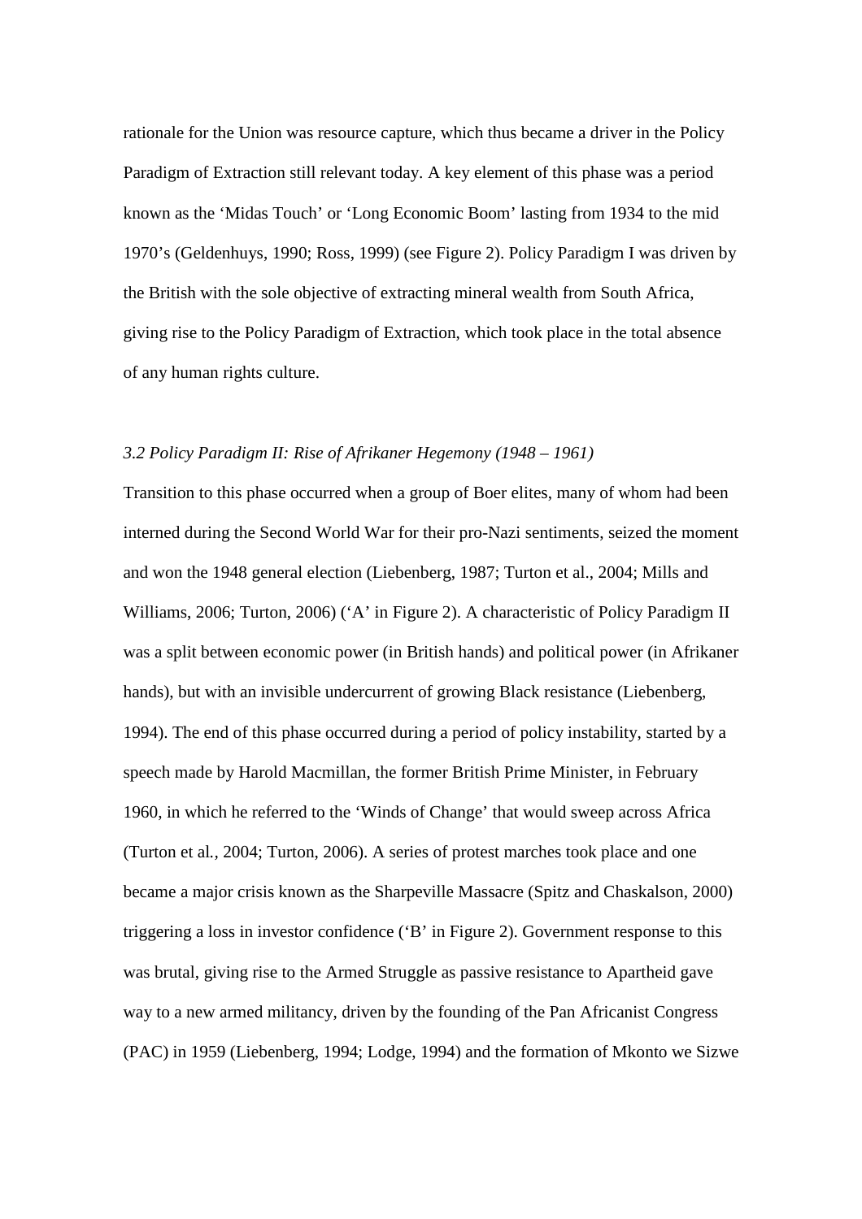rationale for the Union was resource capture, which thus became a driver in the Policy Paradigm of Extraction still relevant today. A key element of this phase was a period known as the 'Midas Touch' or 'Long Economic Boom' lasting from 1934 to the mid 1970's (Geldenhuys, 1990; Ross, 1999) (see Figure 2). Policy Paradigm I was driven by the British with the sole objective of extracting mineral wealth from South Africa, giving rise to the Policy Paradigm of Extraction, which took place in the total absence of any human rights culture.

### *3.2 Policy Paradigm II: Rise of Afrikaner Hegemony (1948 – 1961)*

Transition to this phase occurred when a group of Boer elites, many of whom had been interned during the Second World War for their pro-Nazi sentiments, seized the moment and won the 1948 general election (Liebenberg, 1987; Turton et al., 2004; Mills and Williams, 2006; Turton, 2006) ('A' in Figure 2). A characteristic of Policy Paradigm II was a split between economic power (in British hands) and political power (in Afrikaner hands), but with an invisible undercurrent of growing Black resistance (Liebenberg, 1994). The end of this phase occurred during a period of policy instability, started by a speech made by Harold Macmillan, the former British Prime Minister, in February 1960, in which he referred to the 'Winds of Change' that would sweep across Africa (Turton et al*.*, 2004; Turton, 2006). A series of protest marches took place and one became a major crisis known as the Sharpeville Massacre (Spitz and Chaskalson, 2000) triggering a loss in investor confidence ('B' in Figure 2). Government response to this was brutal, giving rise to the Armed Struggle as passive resistance to Apartheid gave way to a new armed militancy, driven by the founding of the Pan Africanist Congress (PAC) in 1959 (Liebenberg, 1994; Lodge, 1994) and the formation of Mkonto we Sizwe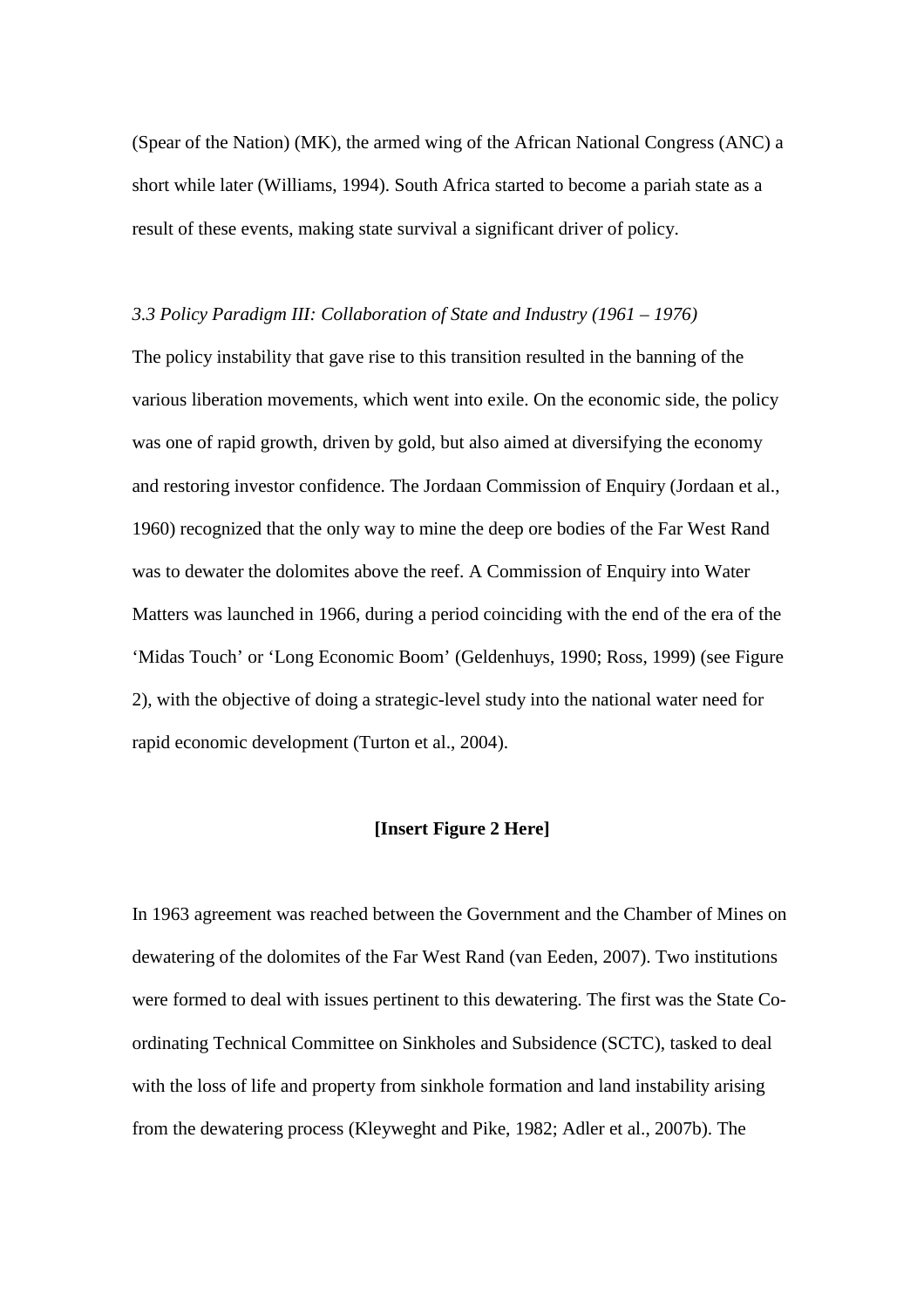(Spear of the Nation) (MK), the armed wing of the African National Congress (ANC) a short while later (Williams, 1994). South Africa started to become a pariah state as a result of these events, making state survival a significant driver of policy.

### *3.3 Policy Paradigm III: Collaboration of State and Industry (1961 – 1976)*

The policy instability that gave rise to this transition resulted in the banning of the various liberation movements, which went into exile. On the economic side, the policy was one of rapid growth, driven by gold, but also aimed at diversifying the economy and restoring investor confidence. The Jordaan Commission of Enquiry (Jordaan et al., 1960) recognized that the only way to mine the deep ore bodies of the Far West Rand was to dewater the dolomites above the reef. A Commission of Enquiry into Water Matters was launched in 1966, during a period coinciding with the end of the era of the 'Midas Touch' or 'Long Economic Boom' (Geldenhuys, 1990; Ross, 1999) (see Figure 2), with the objective of doing a strategic-level study into the national water need for rapid economic development (Turton et al., 2004).

**[Insert Figure 2 Here]**

In 1963 agreement was reached between the Government and the Chamber of Mines on dewatering of the dolomites of the Far West Rand (van Eeden, 2007). Two institutions were formed to deal with issues pertinent to this dewatering. The first was the State Co-ordinating Technical Committee on Sinkholes and Subsidence (SCTC), tasked to deal with the loss of life and property from sinkhole formation and land instability arising from the dewatering process (Kleyweght and Pike, 1982; Adler et al., 2007b). The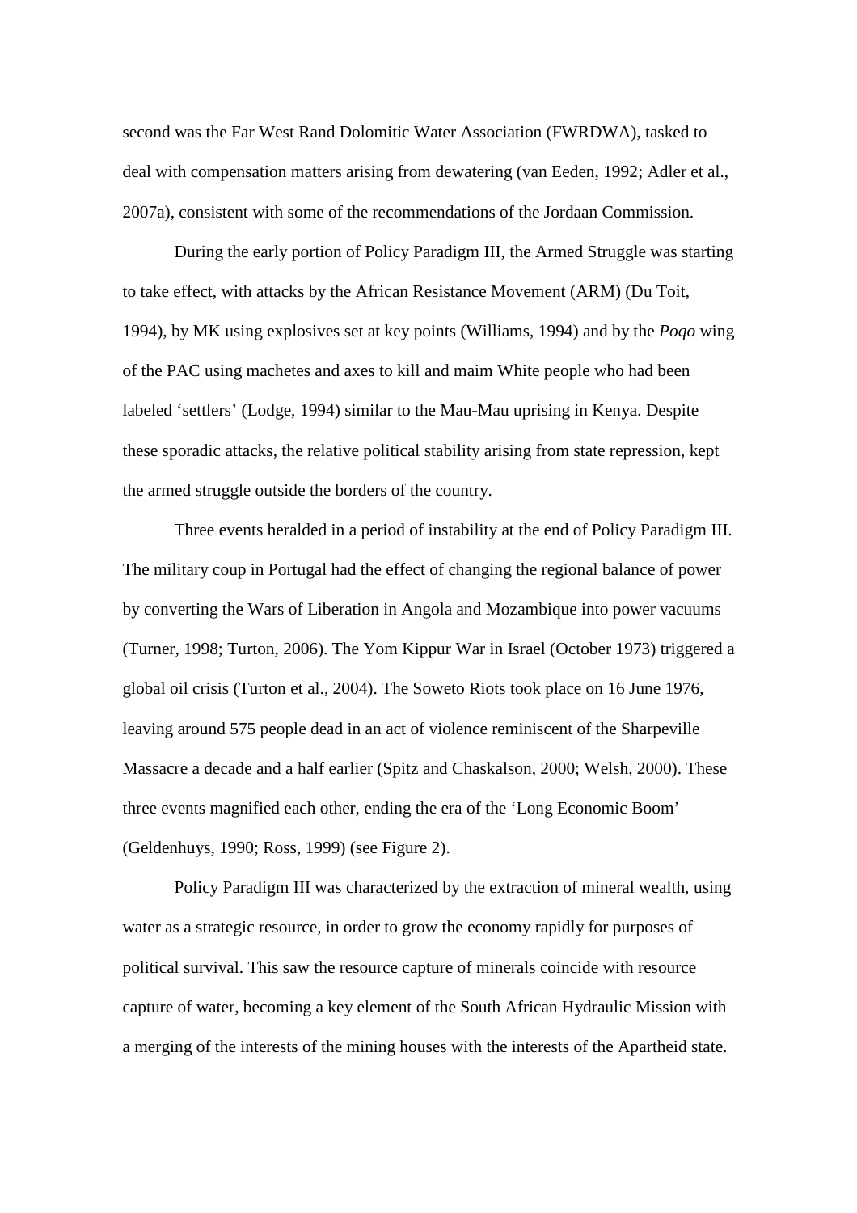second was the Far West Rand Dolomitic Water Association (FWRDWA), tasked to deal with compensation matters arising from dewatering (van Eeden, 1992; Adler et al., 2007a), consistent with some of the recommendations of the Jordaan Commission.

During the early portion of Policy Paradigm III, the Armed Struggle was starting to take effect, with attacks by the African Resistance Movement (ARM) (Du Toit, 1994), by MK using explosives set at key points (Williams, 1994) and by the *Poqo* wing of the PAC using machetes and axes to kill and maim White people who had been labeled 'settlers' (Lodge, 1994) similar to the Mau-Mau uprising in Kenya. Despite these sporadic attacks, the relative political stability arising from state repression, kept the armed struggle outside the borders of the country.

Three events heralded in a period of instability at the end of Policy Paradigm III. The military coup in Portugal had the effect of changing the regional balance of power by converting the Wars of Liberation in Angola and Mozambique into power vacuums (Turner, 1998; Turton, 2006). The Yom Kippur War in Israel (October 1973) triggered a global oil crisis (Turton et al., 2004). The Soweto Riots took place on 16 June 1976, leaving around 575 people dead in an act of violence reminiscent of the Sharpeville Massacre a decade and a half earlier (Spitz and Chaskalson, 2000; Welsh, 2000). These three events magnified each other, ending the era of the 'Long Economic Boom' (Geldenhuys, 1990; Ross, 1999) (see Figure 2).

Policy Paradigm III was characterized by the extraction of mineral wealth, using water as a strategic resource, in order to grow the economy rapidly for purposes of political survival. This saw the resource capture of minerals coincide with resource capture of water, becoming a key element of the South African Hydraulic Mission with a merging of the interests of the mining houses with the interests of the Apartheid state.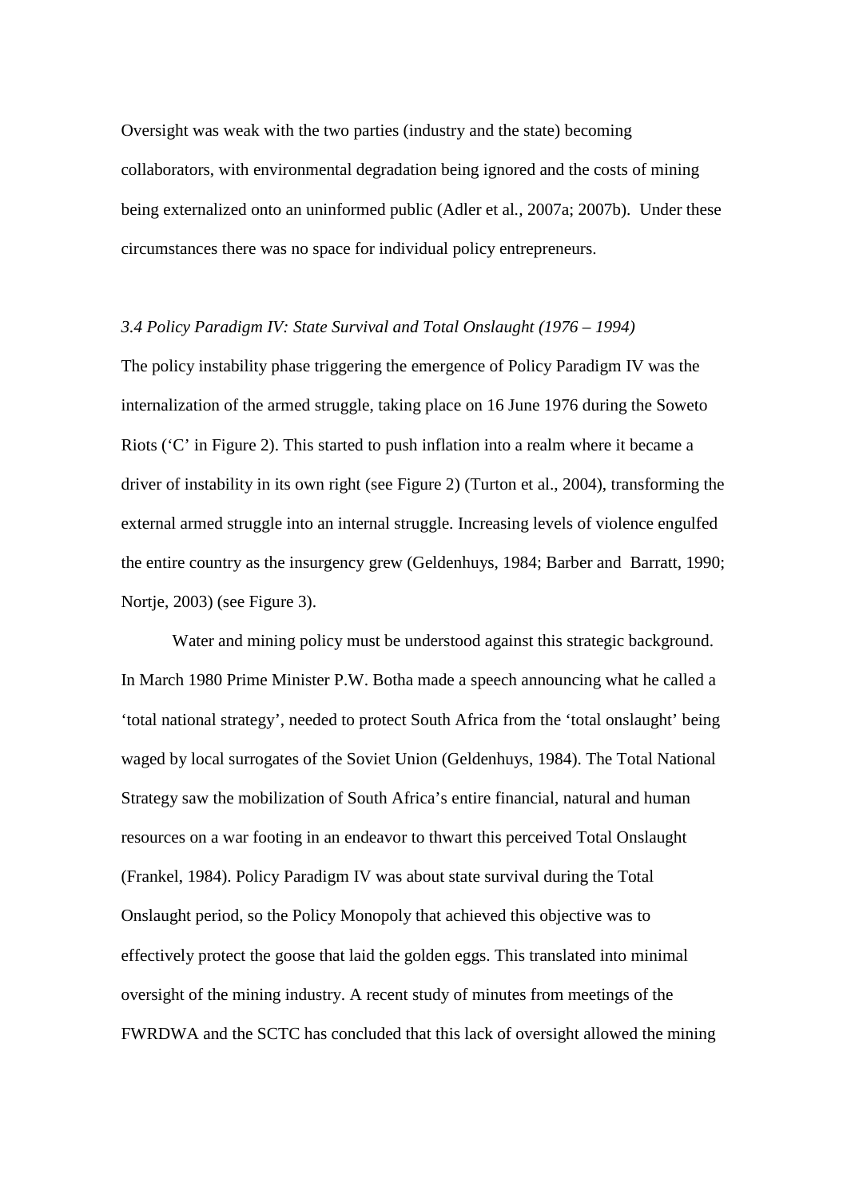Oversight was weak with the two parties (industry and the state) becoming collaborators, with environmental degradation being ignored and the costs of mining being externalized onto an uninformed public (Adler et al., 2007a; 2007b). Under these circumstances there was no space for individual policy entrepreneurs.

### *3.4 Policy Paradigm IV: State Survival and Total Onslaught (1976 – 1994)*

The policy instability phase triggering the emergence of Policy Paradigm IV was the internalization of the armed struggle, taking place on 16 June 1976 during the Soweto Riots ('C' in Figure 2). This started to push inflation into a realm where it became a driver of instability in its own right (see Figure 2) (Turton et al., 2004), transforming the external armed struggle into an internal struggle. Increasing levels of violence engulfed the entire country as the insurgency grew (Geldenhuys, 1984; Barber and Barratt, 1990; Nortje, 2003) (see Figure 3).

Water and mining policy must be understood against this strategic background. In March 1980 Prime Minister P.W. Botha made a speech announcing what he called a 'total national strategy', needed to protect South Africa from the 'total onslaught' being waged by local surrogates of the Soviet Union (Geldenhuys, 1984). The Total National Strategy saw the mobilization of South Africa's entire financial, natural and human resources on a war footing in an endeavor to thwart this perceived Total Onslaught (Frankel, 1984). Policy Paradigm IV was about state survival during the Total Onslaught period, so the Policy Monopoly that achieved this objective was to effectively protect the goose that laid the golden eggs. This translated into minimal oversight of the mining industry. A recent study of minutes from meetings of the FWRDWA and the SCTC has concluded that this lack of oversight allowed the mining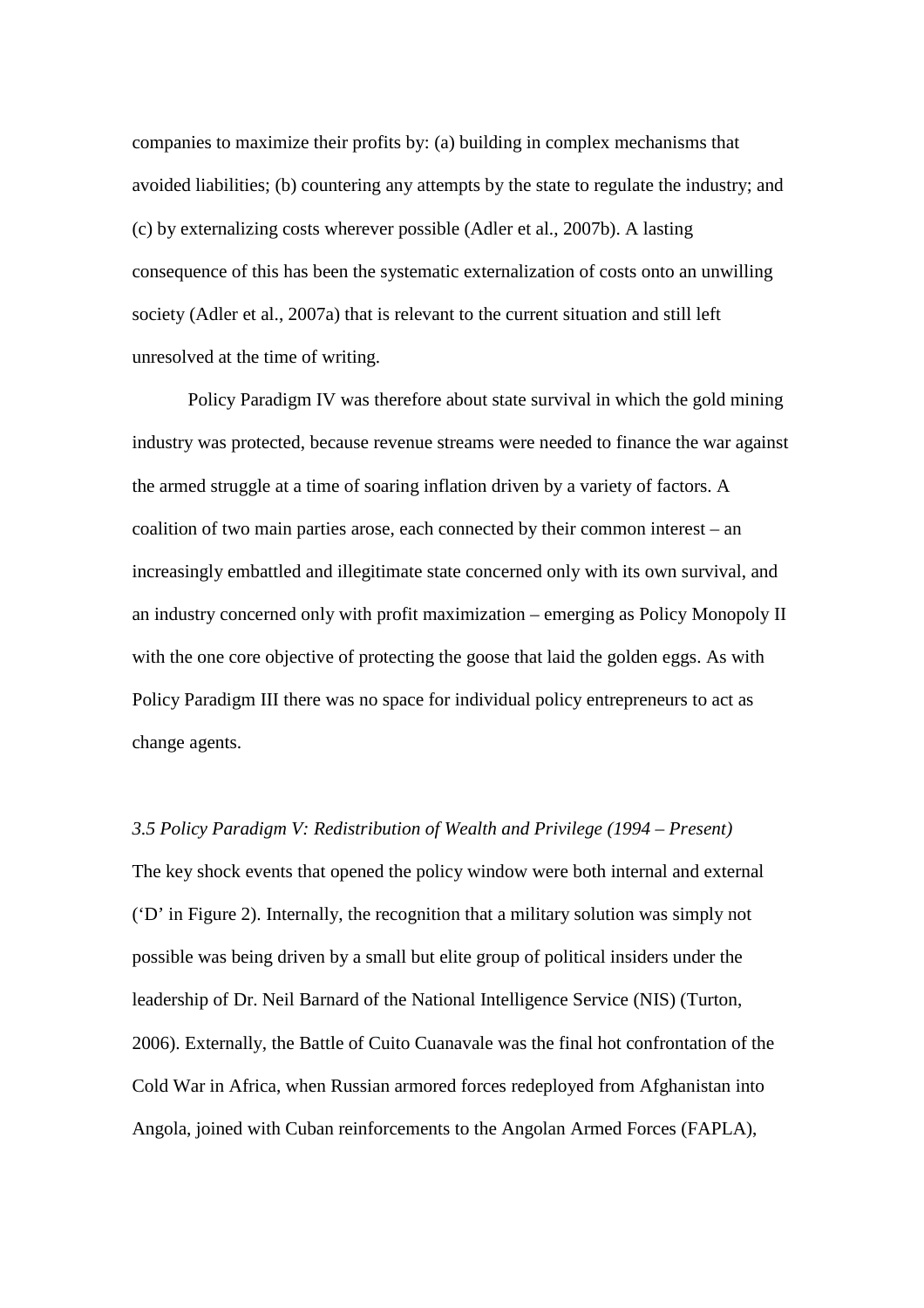companies to maximize their profits by: (a) building in complex mechanisms that avoided liabilities; (b) countering any attempts by the state to regulate the industry; and (c) by externalizing costs wherever possible (Adler et al., 2007b). A lasting consequence of this has been the systematic externalization of costs onto an unwilling society (Adler et al., 2007a) that is relevant to the current situation and still left unresolved at the time of writing.

Policy Paradigm IV was therefore about state survival in which the gold mining industry was protected, because revenue streams were needed to finance the war against the armed struggle at a time of soaring inflation driven by a variety of factors. A coalition of two main parties arose, each connected by their common interest – an increasingly embattled and illegitimate state concerned only with its own survival, and an industry concerned only with profit maximization – emerging as Policy Monopoly II with the one core objective of protecting the goose that laid the golden eggs. As with Policy Paradigm III there was no space for individual policy entrepreneurs to act as change agents.

### *3.5 Policy Paradigm V: Redistribution of Wealth and Privilege (1994 – Present)*

The key shock events that opened the policy window were both internal and external ('D' in Figure 2). Internally, the recognition that a military solution was simply not possible was being driven by a small but elite group of political insiders under the leadership of Dr. Neil Barnard of the National Intelligence Service (NIS) (Turton, 2006). Externally, the Battle of Cuito Cuanavale was the final hot confrontation of the Cold War in Africa, when Russian armored forces redeployed from Afghanistan into Angola, joined with Cuban reinforcements to the Angolan Armed Forces (FAPLA),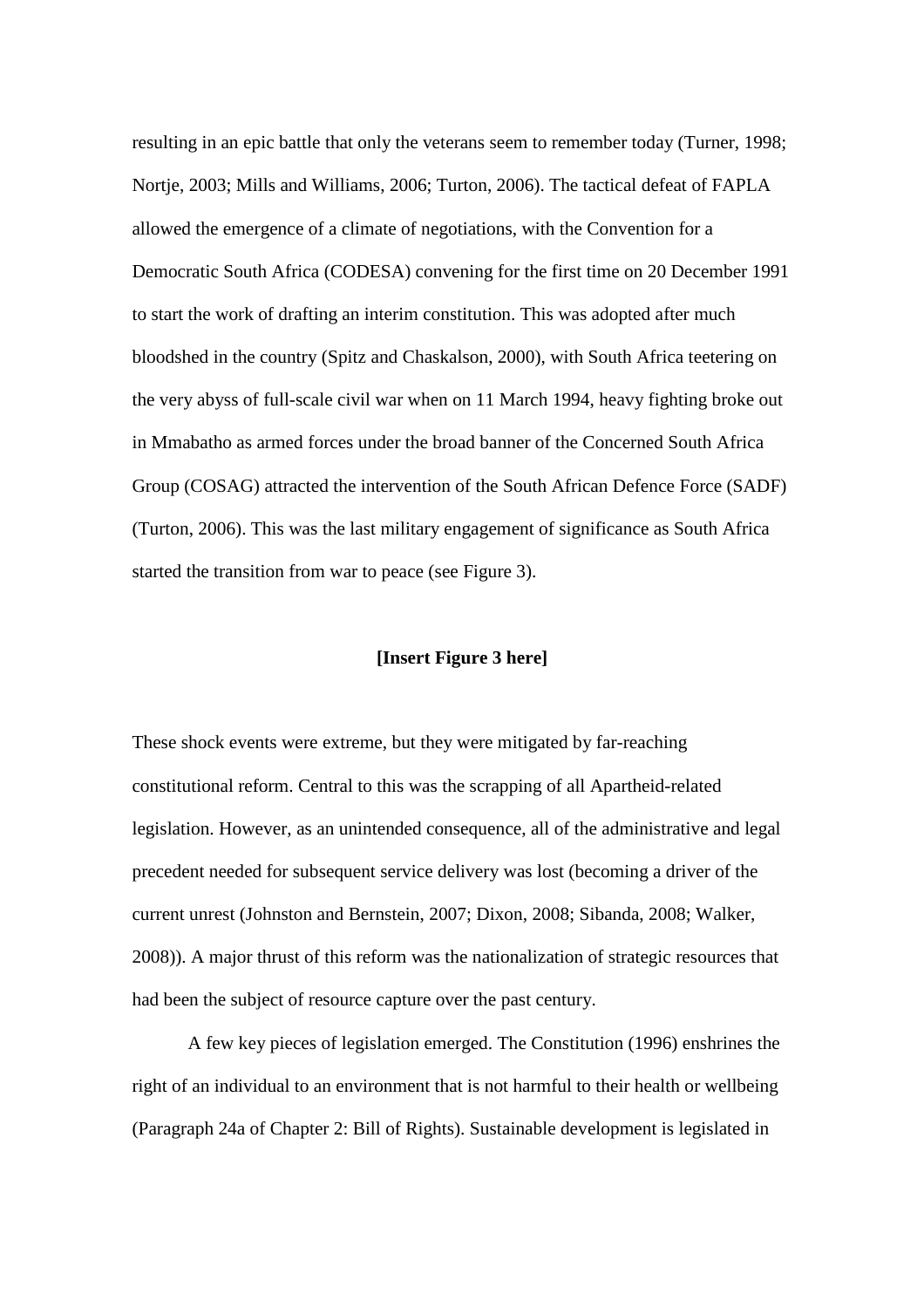resulting in an epic battle that only the veterans seem to remember today (Turner, 1998; Nortje, 2003; Mills and Williams, 2006; Turton, 2006). The tactical defeat of FAPLA allowed the emergence of a climate of negotiations, with the Convention for a Democratic South Africa (CODESA) convening for the first time on 20 December 1991 to start the work of drafting an interim constitution. This was adopted after much bloodshed in the country (Spitz and Chaskalson, 2000), with South Africa teetering on the very abyss of full-scale civil war when on 11 March 1994, heavy fighting broke out in Mmabatho as armed forces under the broad banner of the Concerned South Africa Group (COSAG) attracted the intervention of the South African Defence Force (SADF) (Turton, 2006). This was the last military engagement of significance as South Africa started the transition from war to peace (see Figure 3).

**[Insert Figure 3 here]**

These shock events were extreme, but they were mitigated by far-reaching constitutional reform. Central to this was the scrapping of all Apartheid-related legislation. However, as an unintended consequence, all of the administrative and legal precedent needed for subsequent service delivery was lost (becoming a driver of the current unrest (Johnston and Bernstein, 2007; Dixon, 2008; Sibanda, 2008; Walker, 2008)). A major thrust of this reform was the nationalization of strategic resources that had been the subject of resource capture over the past century.

A few key pieces of legislation emerged. The Constitution (1996) enshrines the right of an individual to an environment that is not harmful to their health or wellbeing (Paragraph 24a of Chapter 2: Bill of Rights). Sustainable development is legislated in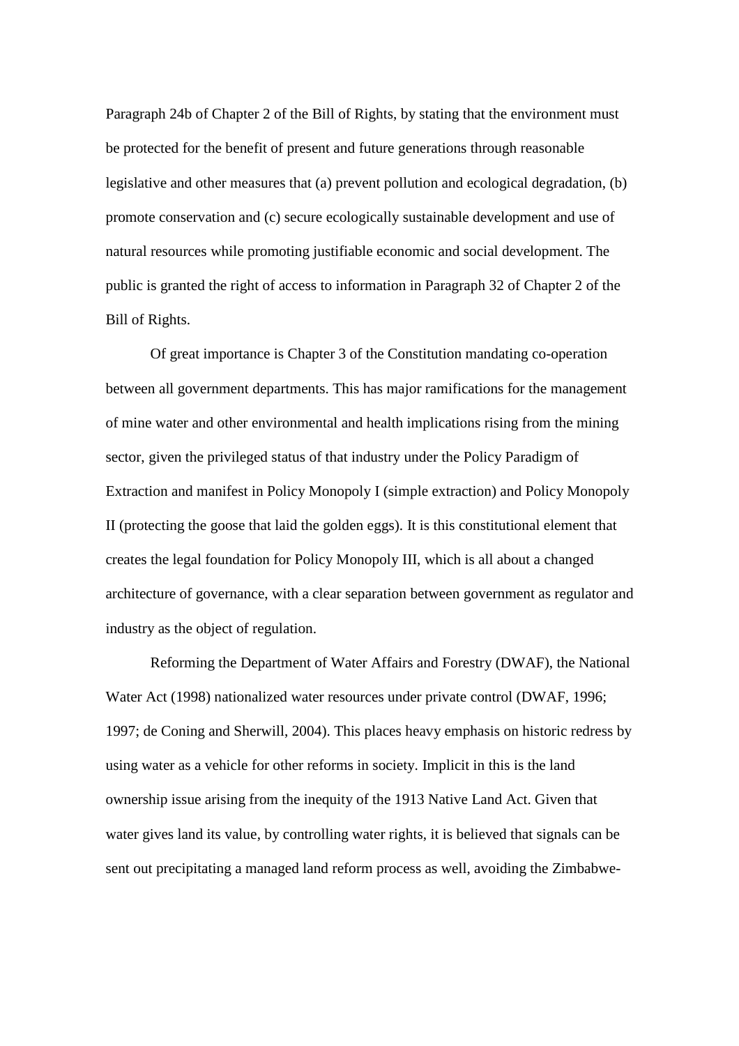Paragraph 24b of Chapter 2 of the Bill of Rights, by stating that the environment must be protected for the benefit of present and future generations through reasonable legislative and other measures that (a) prevent pollution and ecological degradation, (b) promote conservation and (c) secure ecologically sustainable development and use of natural resources while promoting justifiable economic and social development. The public is granted the right of access to information in Paragraph 32 of Chapter 2 of the Bill of Rights.

Of great importance is Chapter 3 of the Constitution mandating co-operation between all government departments. This has major ramifications for the management of mine water and other environmental and health implications rising from the mining sector, given the privileged status of that industry under the Policy Paradigm of Extraction and manifest in Policy Monopoly I (simple extraction) and Policy Monopoly II (protecting the goose that laid the golden eggs). It is this constitutional element that creates the legal foundation for Policy Monopoly III, which is all about a changed architecture of governance, with a clear separation between government as regulator and industry as the object of regulation.

Reforming the Department of Water Affairs and Forestry (DWAF), the National Water Act (1998) nationalized water resources under private control (DWAF, 1996; 1997; de Coning and Sherwill, 2004). This places heavy emphasis on historic redress by using water as a vehicle for other reforms in society. Implicit in this is the land ownership issue arising from the inequity of the 1913 Native Land Act. Given that water gives land its value, by controlling water rights, it is believed that signals can be sent out precipitating a managed land reform process as well, avoiding the Zimbabwe-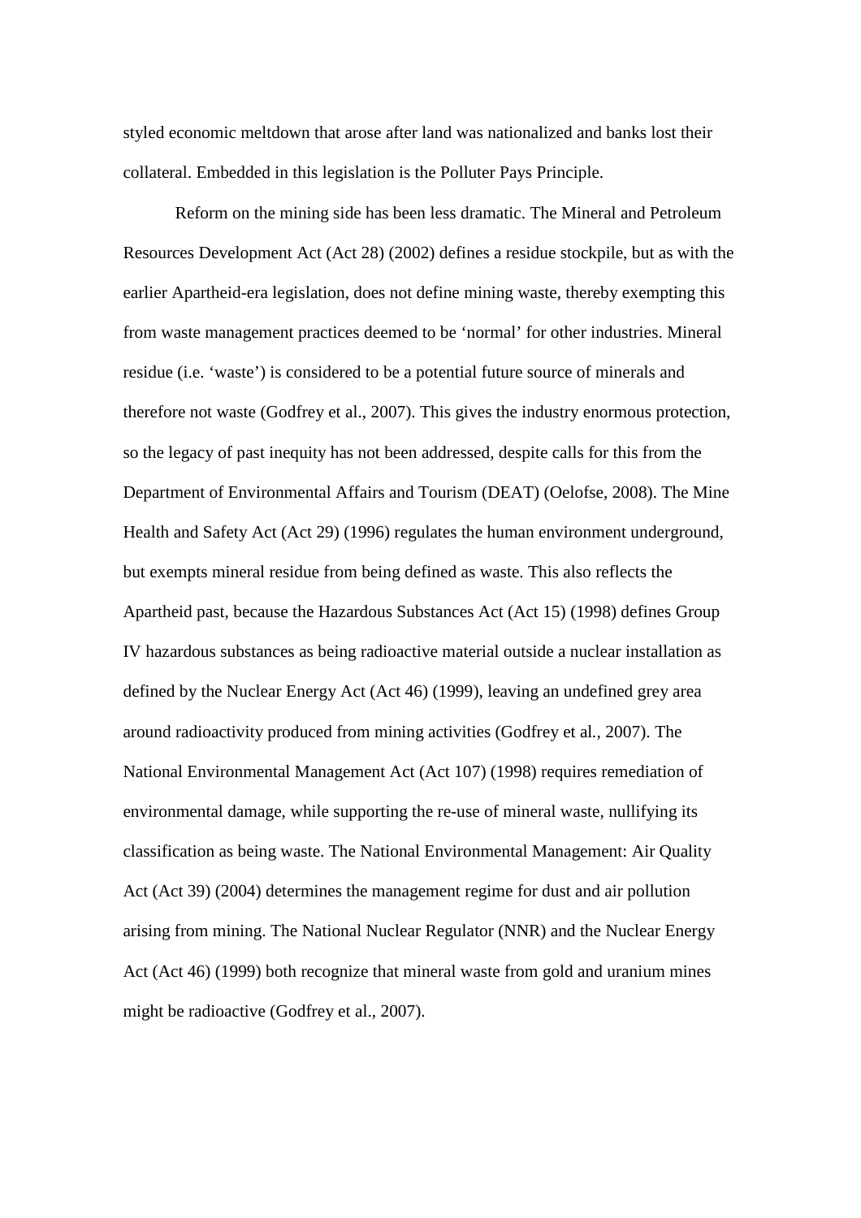styled economic meltdown that arose after land was nationalized and banks lost their collateral. Embedded in this legislation is the Polluter Pays Principle.

Reform on the mining side has been less dramatic. The Mineral and Petroleum Resources Development Act (Act 28) (2002) defines a residue stockpile, but as with the earlier Apartheid-era legislation, does not define mining waste, thereby exempting this from waste management practices deemed to be 'normal' for other industries. Mineral residue (i.e. 'waste') is considered to be a potential future source of minerals and therefore not waste (Godfrey et al., 2007). This gives the industry enormous protection, so the legacy of past inequity has not been addressed, despite calls for this from the Department of Environmental Affairs and Tourism (DEAT) (Oelofse, 2008). The Mine Health and Safety Act (Act 29) (1996) regulates the human environment underground, but exempts mineral residue from being defined as waste. This also reflects the Apartheid past, because the Hazardous Substances Act (Act 15) (1998) defines Group IV hazardous substances as being radioactive material outside a nuclear installation as defined by the Nuclear Energy Act (Act 46) (1999), leaving an undefined grey area around radioactivity produced from mining activities (Godfrey et al., 2007). The National Environmental Management Act (Act 107) (1998) requires remediation of environmental damage, while supporting the re-use of mineral waste, nullifying its classification as being waste. The National Environmental Management: Air Quality Act (Act 39) (2004) determines the management regime for dust and air pollution arising from mining. The National Nuclear Regulator (NNR) and the Nuclear Energy Act (Act 46) (1999) both recognize that mineral waste from gold and uranium mines might be radioactive (Godfrey et al., 2007).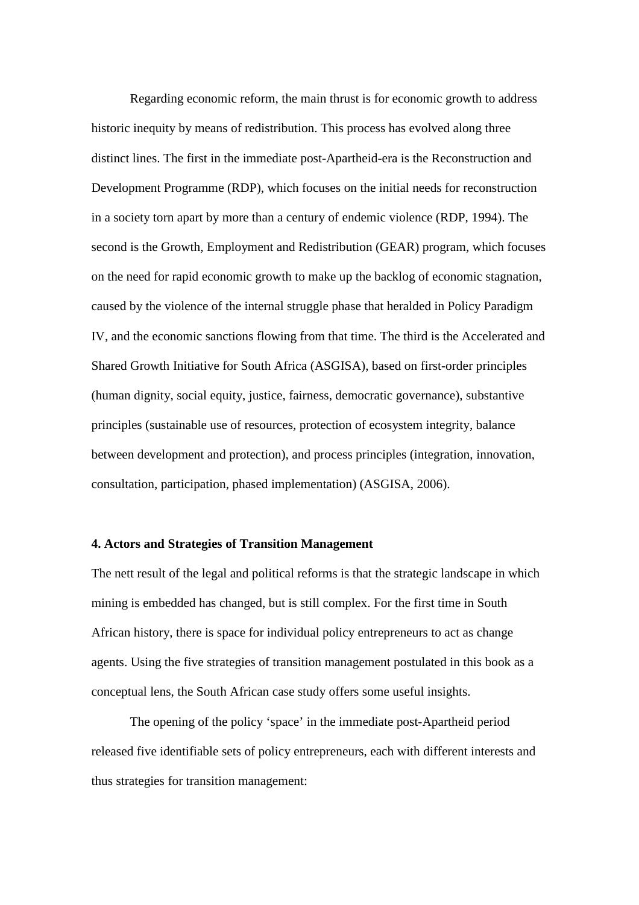Regarding economic reform, the main thrust is for economic growth to address historic inequity by means of redistribution. This process has evolved along three distinct lines. The first in the immediate post-Apartheid-era is the Reconstruction and Development Programme (RDP), which focuses on the initial needs for reconstruction in a society torn apart by more than a century of endemic violence (RDP, 1994). The second is the Growth, Employment and Redistribution (GEAR) program, which focuses on the need for rapid economic growth to make up the backlog of economic stagnation, caused by the violence of the internal struggle phase that heralded in Policy Paradigm IV, and the economic sanctions flowing from that time. The third is the Accelerated and Shared Growth Initiative for South Africa (ASGISA), based on first-order principles (human dignity, social equity, justice, fairness, democratic governance), substantive principles (sustainable use of resources, protection of ecosystem integrity, balance between development and protection), and process principles (integration, innovation, consultation, participation, phased implementation) (ASGISA, 2006).

## 4. Actors and Strategies of Transition Management

The nett result of the legal and political reforms is that the strategic landscape in which mining is embedded has changed, but is still complex. For the first time in South African history, there is space for individual policy entrepreneurs to act as change agents. Using the five strategies of transition management postulated in this book as a conceptual lens, the South African case study offers some useful insights.

The opening of the policy 'space' in the immediate post-Apartheid period released five identifiable sets of policy entrepreneurs, each with different interests and thus strategies for transition management: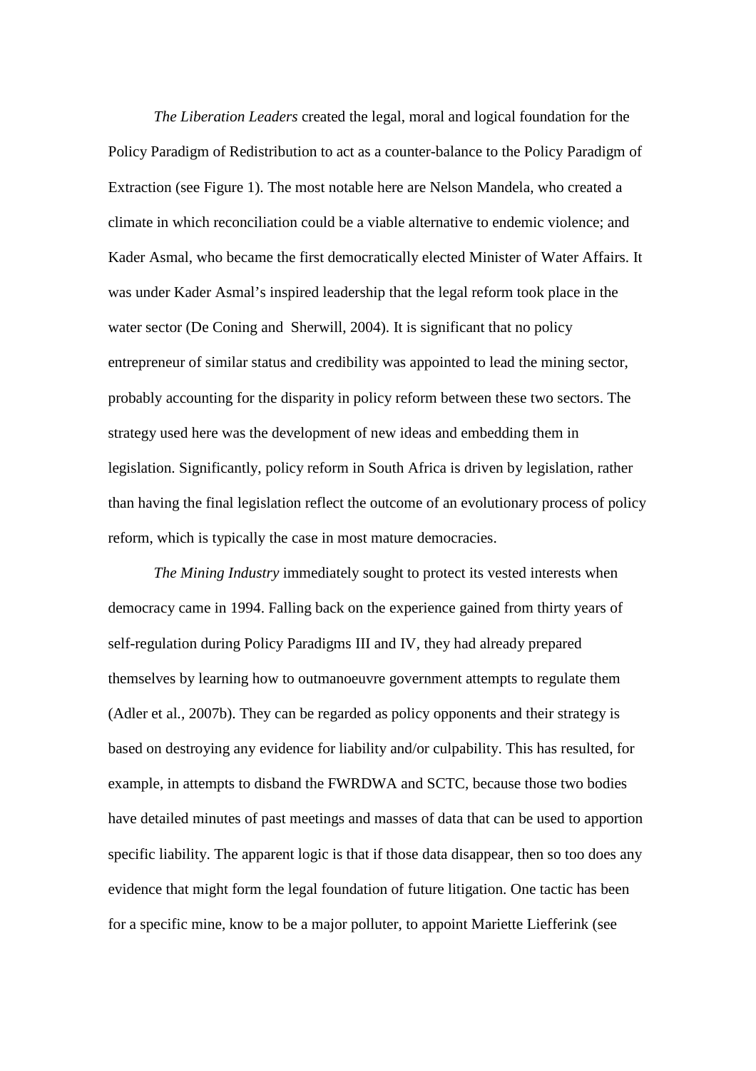*The Liberation Leaders* created the legal, moral and logical foundation for the Policy Paradigm of Redistribution to act as a counter-balance to the Policy Paradigm of Extraction (see Figure 1). The most notable here are Nelson Mandela, who created a climate in which reconciliation could be a viable alternative to endemic violence; and Kader Asmal, who became the first democratically elected Minister of Water Affairs. It was under Kader Asmal's inspired leadership that the legal reform took place in the water sector (De Coning and Sherwill, 2004). It is significant that no policy entrepreneur of similar status and credibility was appointed to lead the mining sector, probably accounting for the disparity in policy reform between these two sectors. The strategy used here was the development of new ideas and embedding them in legislation. Significantly, policy reform in South Africa is driven by legislation, rather than having the final legislation reflect the outcome of an evolutionary process of policy reform, which is typically the case in most mature democracies.

*The Mining Industry* immediately sought to protect its vested interests when democracy came in 1994. Falling back on the experience gained from thirty years of self-regulation during Policy Paradigms III and IV, they had already prepared themselves by learning how to outmanoeuvre government attempts to regulate them (Adler et al., 2007b). They can be regarded as policy opponents and their strategy is based on destroying any evidence for liability and/or culpability. This has resulted, for example, in attempts to disband the FWRDWA and SCTC, because those two bodies have detailed minutes of past meetings and masses of data that can be used to apportion specific liability. The apparent logic is that if those data disappear, then so too does any evidence that might form the legal foundation of future litigation. One tactic has been for a specific mine, know to be a major polluter, to appoint Mariette Liefferink (see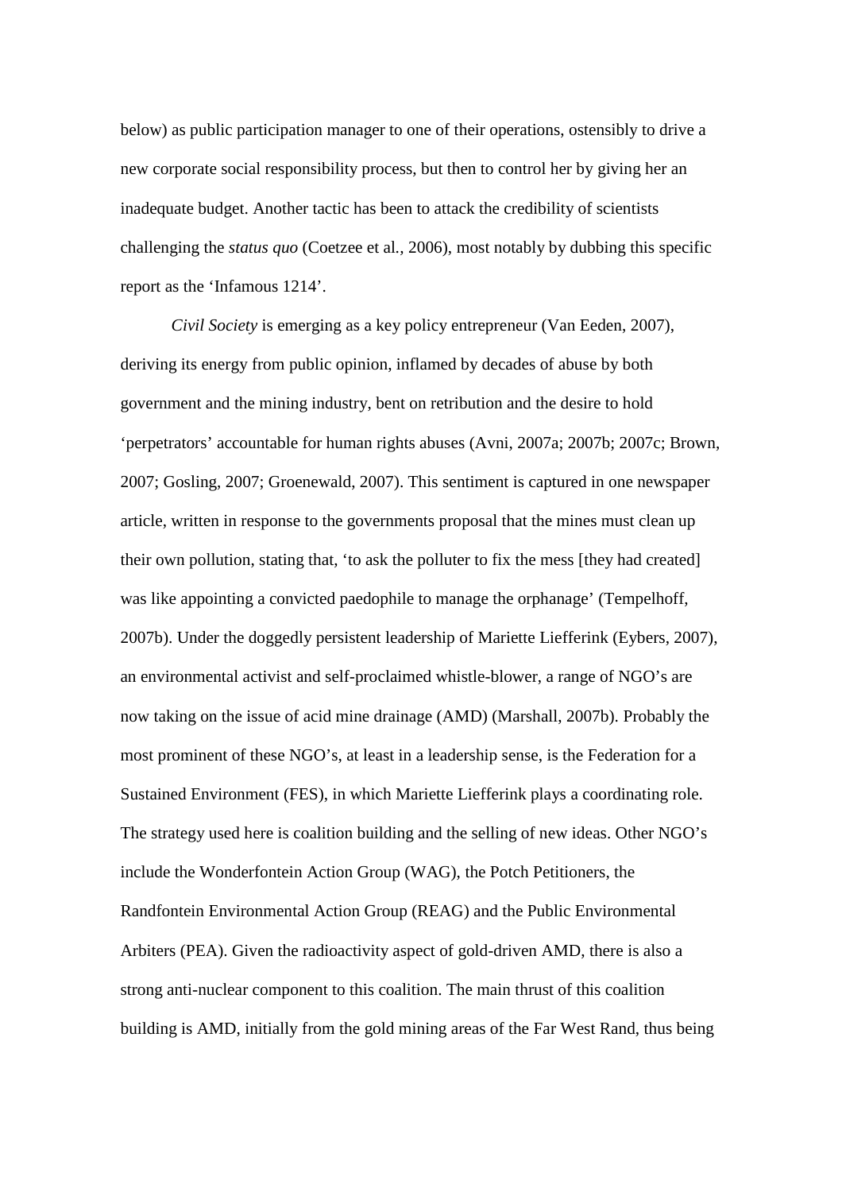below) as public participation manager to one of their operations, ostensibly to drive a new corporate social responsibility process, but then to control her by giving her an inadequate budget. Another tactic has been to attack the credibility of scientists challenging the *status quo* (Coetzee et al., 2006), most notably by dubbing this specific report as the 'Infamous 1214'.

*Civil Society* is emerging as a key policy entrepreneur (Van Eeden, 2007), deriving its energy from public opinion, inflamed by decades of abuse by both government and the mining industry, bent on retribution and the desire to hold 'perpetrators' accountable for human rights abuses (Avni, 2007a; 2007b; 2007c; Brown, 2007; Gosling, 2007; Groenewald, 2007). This sentiment is captured in one newspaper article, written in response to the governments proposal that the mines must clean up their own pollution, stating that, 'to ask the polluter to fix the mess [they had created] was like appointing a convicted paedophile to manage the orphanage' (Tempelhoff, 2007b). Under the doggedly persistent leadership of Mariette Liefferink (Eybers, 2007), an environmental activist and self-proclaimed whistle-blower, a range of NGO's are now taking on the issue of acid mine drainage (AMD) (Marshall, 2007b). Probably the most prominent of these NGO's, at least in a leadership sense, is the Federation for a Sustained Environment (FES), in which Mariette Liefferink plays a coordinating role. The strategy used here is coalition building and the selling of new ideas. Other NGO's include the Wonderfontein Action Group (WAG), the Potch Petitioners, the Randfontein Environmental Action Group (REAG) and the Public Environmental Arbiters (PEA). Given the radioactivity aspect of gold-driven AMD, there is also a strong anti-nuclear component to this coalition. The main thrust of this coalition building is AMD, initially from the gold mining areas of the Far West Rand, thus being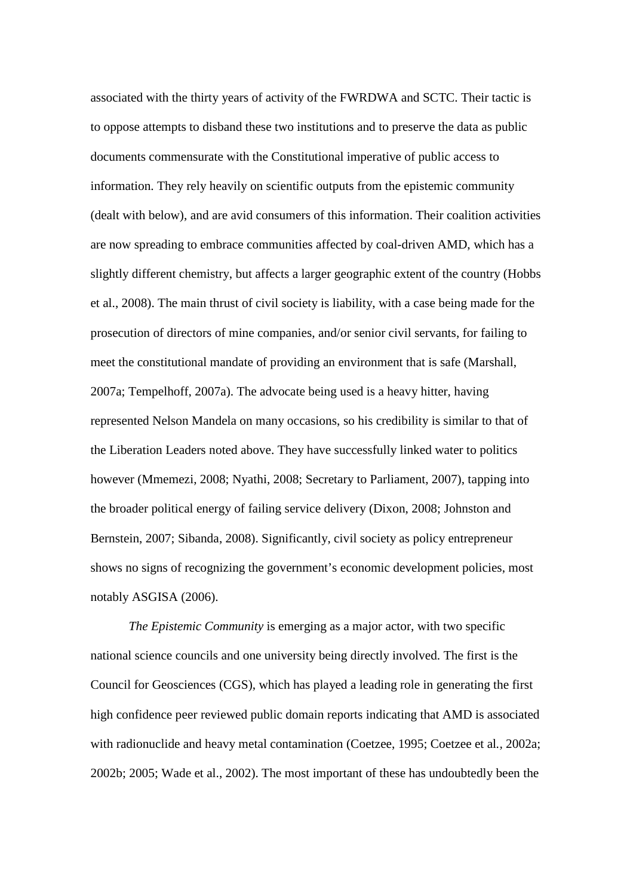associated with the thirty years of activity of the FWRDWA and SCTC. Their tactic is to oppose attempts to disband these two institutions and to preserve the data as public documents commensurate with the Constitutional imperative of public access to information. They rely heavily on scientific outputs from the epistemic community (dealt with below), and are avid consumers of this information. Their coalition activities are now spreading to embrace communities affected by coal-driven AMD, which has a slightly different chemistry, but affects a larger geographic extent of the country (Hobbs et al., 2008). The main thrust of civil society is liability, with a case being made for the prosecution of directors of mine companies, and/or senior civil servants, for failing to meet the constitutional mandate of providing an environment that is safe (Marshall, 2007a; Tempelhoff, 2007a). The advocate being used is a heavy hitter, having represented Nelson Mandela on many occasions, so his credibility is similar to that of the Liberation Leaders noted above. They have successfully linked water to politics however (Mmemezi, 2008; Nyathi, 2008; Secretary to Parliament, 2007), tapping into the broader political energy of failing service delivery (Dixon, 2008; Johnston and Bernstein, 2007; Sibanda, 2008). Significantly, civil society as policy entrepreneur shows no signs of recognizing the government's economic development policies, most notably ASGISA (2006).

*The Epistemic Community* is emerging as a major actor, with two specific national science councils and one university being directly involved. The first is the Council for Geosciences (CGS), which has played a leading role in generating the first high confidence peer reviewed public domain reports indicating that AMD is associated with radionuclide and heavy metal contamination (Coetzee, 1995; Coetzee et al., 2002a; 2002b; 2005; Wade et al., 2002). The most important of these has undoubtedly been the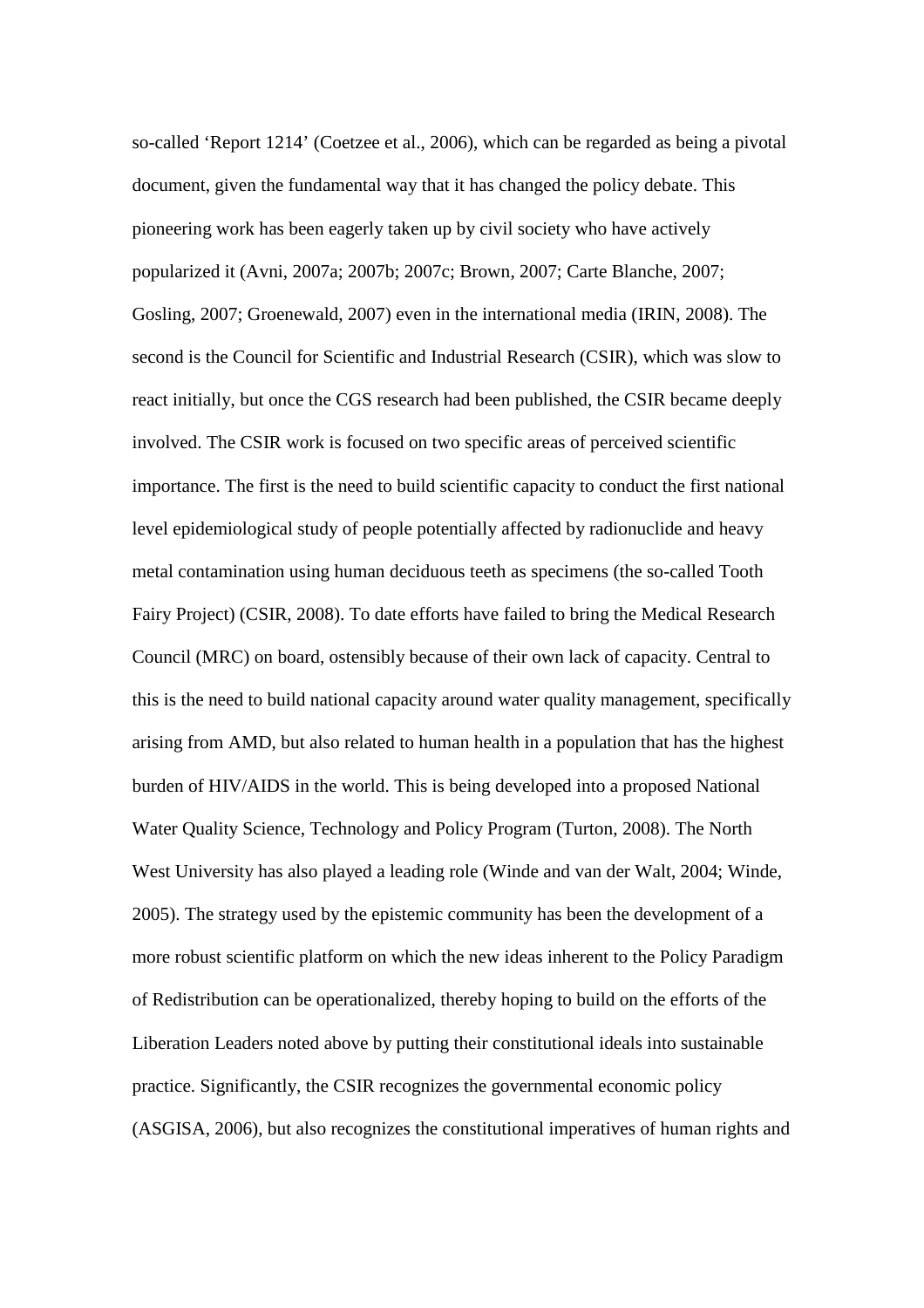so-called ‘Report 1214’ (Coetzee et al., 2006), which can be regarded as being a pivotal document, given the fundamental way that it has changed the policy debate. This pioneering work has been eagerly taken up by civil society who have actively popularized it (Avni, 2007a; 2007b; 2007c; Brown, 2007; Carte Blanche, 2007; Gosling, 2007; Groenewald, 2007) even in the international media (IRIN, 2008). The second is the Council for Scientific and Industrial Research (CSIR), which was slow to react initially, but once the CGS research had been published, the CSIR became deeply involved. The CSIR work is focused on two specific areas of perceived scientific importance. The first is the need to build scientific capacity to conduct the first national level epidemiological study of people potentially affected by radionuclide and heavy metal contamination using human deciduous teeth as specimens (the so-called Tooth Fairy Project) (CSIR, 2008). To date efforts have failed to bring the Medical Research Council (MRC) on board, ostensibly because of their own lack of capacity. Central to this is the need to build national capacity around water quality management, specifically arising from AMD, but also related to human health in a population that has the highest burden of HIV/AIDS in the world. This is being developed into a proposed National Water Quality Science, Technology and Policy Program (Turton, 2008). The North West University has also played a leading role (Winde and van der Walt, 2004; Winde, 2005). The strategy used by the epistemic community has been the development of a more robust scientific platform on which the new ideas inherent to the Policy Paradigm of Redistribution can be operationalized, thereby hoping to build on the efforts of the Liberation Leaders noted above by putting their constitutional ideals into sustainable practice. Significantly, the CSIR recognizes the governmental economic policy (ASGISA, 2006), but also recognizes the constitutional imperatives of human rights and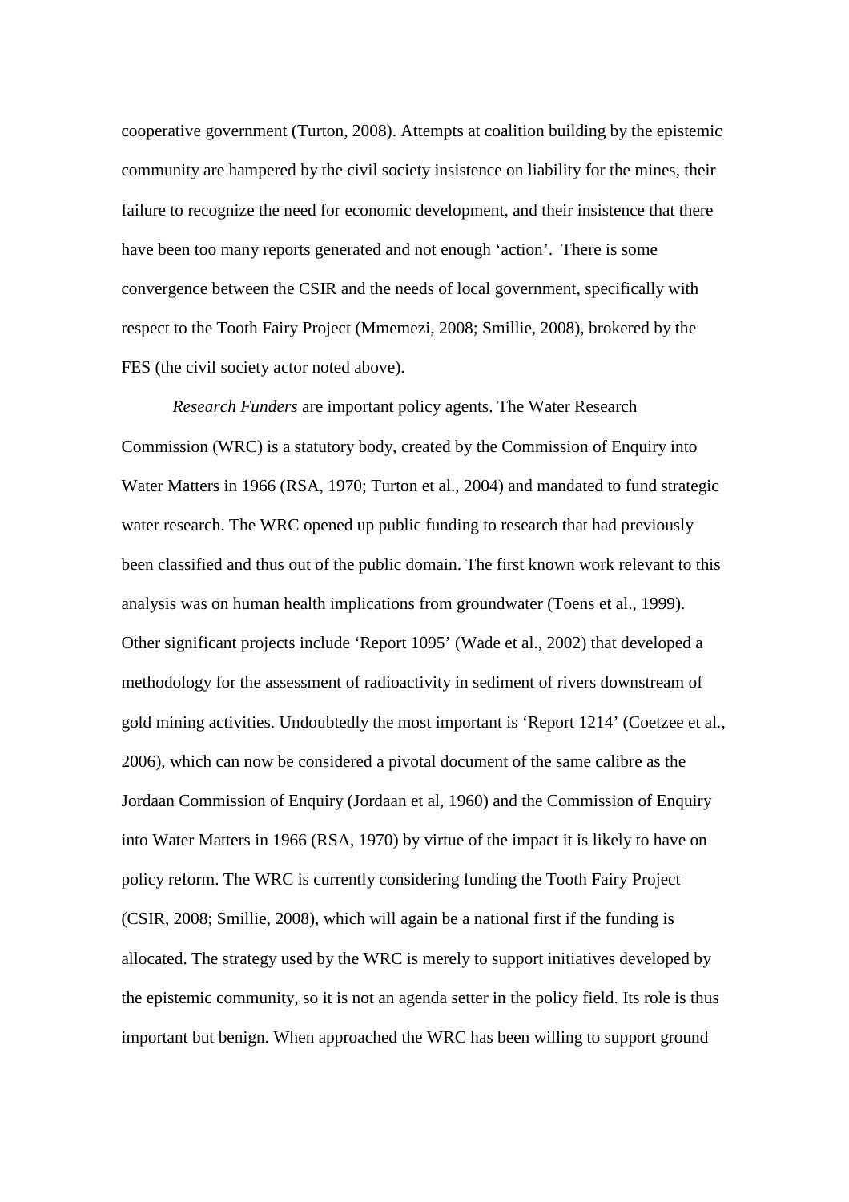cooperative government (Turton, 2008). Attempts at coalition building by the epistemic community are hampered by the civil society insistence on liability for the mines, their failure to recognize the need for economic development, and their insistence that there have been too many reports generated and not enough 'action'. There is some convergence between the CSIR and the needs of local government, specifically with respect to the Tooth Fairy Project (Mmemezi, 2008; Smillie, 2008), brokered by the FES (the civil society actor noted above).

*Research Funders* are important policy agents. The Water Research Commission (WRC) is a statutory body, created by the Commission of Enquiry into Water Matters in 1966 (RSA, 1970; Turton et al., 2004) and mandated to fund strategic water research. The WRC opened up public funding to research that had previously been classified and thus out of the public domain. The first known work relevant to this analysis was on human health implications from groundwater (Toens et al., 1999). Other significant projects include 'Report 1095' (Wade et al., 2002) that developed a methodology for the assessment of radioactivity in sediment of rivers downstream of gold mining activities. Undoubtedly the most important is 'Report 1214' (Coetzee et al., 2006), which can now be considered a pivotal document of the same calibre as the Jordaan Commission of Enquiry (Jordaan et al, 1960) and the Commission of Enquiry into Water Matters in 1966 (RSA, 1970) by virtue of the impact it is likely to have on policy reform. The WRC is currently considering funding the Tooth Fairy Project (CSIR, 2008; Smillie, 2008), which will again be a national first if the funding is allocated. The strategy used by the WRC is merely to support initiatives developed by the epistemic community, so it is not an agenda setter in the policy field. Its role is thus important but benign. When approached the WRC has been willing to support ground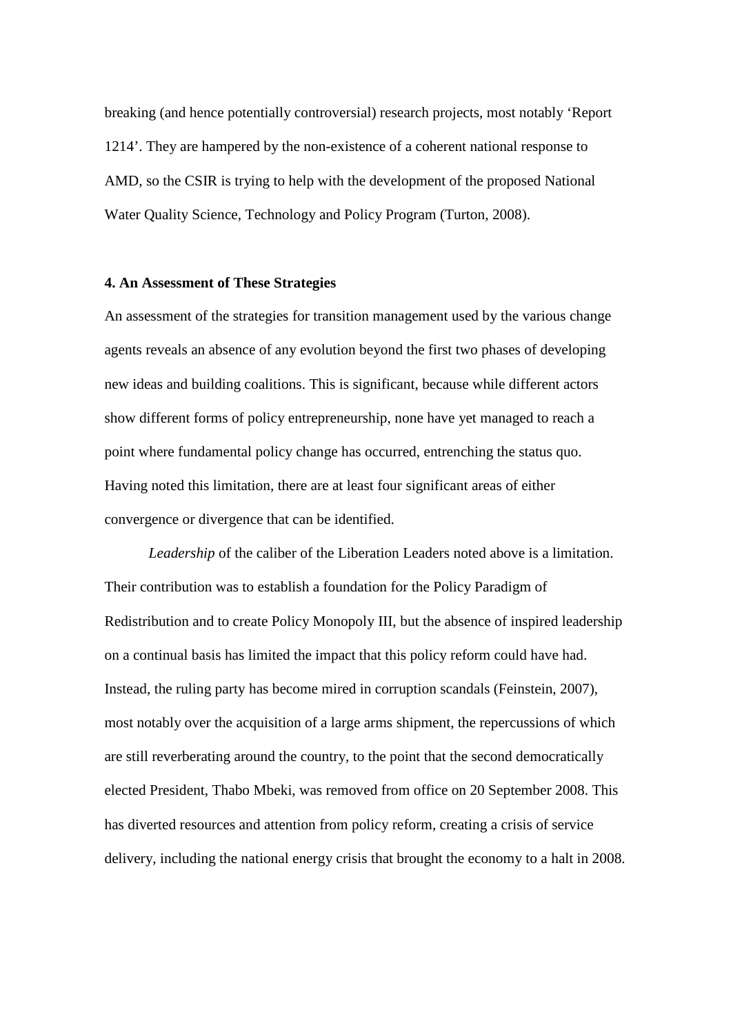breaking (and hence potentially controversial) research projects, most notably 'Report 1214'. They are hampered by the non-existence of a coherent national response to AMD, so the CSIR is trying to help with the development of the proposed National Water Quality Science, Technology and Policy Program (Turton, 2008).

**4. An Assessment of These Strategies**

An assessment of the strategies for transition management used by the various change agents reveals an absence of any evolution beyond the first two phases of developing new ideas and building coalitions. This is significant, because while different actors show different forms of policy entrepreneurship, none have yet managed to reach a point where fundamental policy change has occurred, entrenching the status quo. Having noted this limitation, there are at least four significant areas of either convergence or divergence that can be identified.

*Leadership* of the caliber of the Liberation Leaders noted above is a limitation. Their contribution was to establish a foundation for the Policy Paradigm of Redistribution and to create Policy Monopoly III, but the absence of inspired leadership on a continual basis has limited the impact that this policy reform could have had. Instead, the ruling party has become mired in corruption scandals (Feinstein, 2007), most notably over the acquisition of a large arms shipment, the repercussions of which are still reverberating around the country, to the point that the second democratically elected President, Thabo Mbeki, was removed from office on 20 September 2008. This has diverted resources and attention from policy reform, creating a crisis of service delivery, including the national energy crisis that brought the economy to a halt in 2008.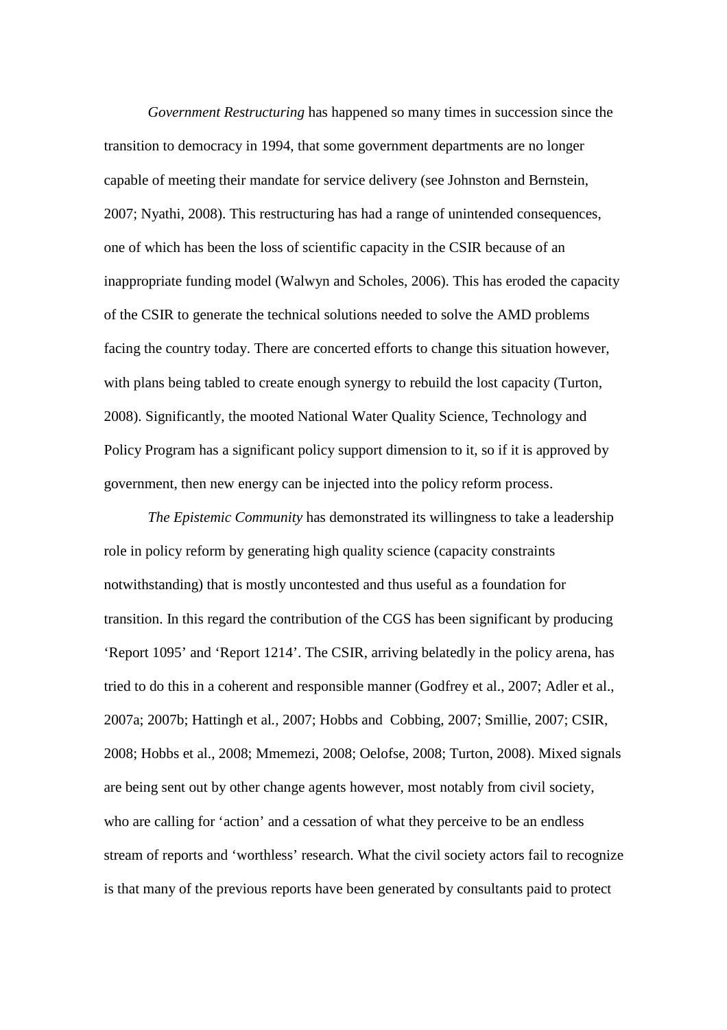*Government Restructuring* has happened so many times in succession since the transition to democracy in 1994, that some government departments are no longer capable of meeting their mandate for service delivery (see Johnston and Bernstein, 2007; Nyathi, 2008). This restructuring has had a range of unintended consequences, one of which has been the loss of scientific capacity in the CSIR because of an inappropriate funding model (Walwyn and Scholes, 2006). This has eroded the capacity of the CSIR to generate the technical solutions needed to solve the AMD problems facing the country today. There are concerted efforts to change this situation however, with plans being tabled to create enough synergy to rebuild the lost capacity (Turton, 2008). Significantly, the mooted National Water Quality Science, Technology and Policy Program has a significant policy support dimension to it, so if it is approved by government, then new energy can be injected into the policy reform process.

*The Epistemic Community* has demonstrated its willingness to take a leadership role in policy reform by generating high quality science (capacity constraints notwithstanding) that is mostly uncontested and thus useful as a foundation for transition. In this regard the contribution of the CGS has been significant by producing 'Report 1095' and 'Report 1214'. The CSIR, arriving belatedly in the policy arena, has tried to do this in a coherent and responsible manner (Godfrey et al., 2007; Adler et al., 2007a; 2007b; Hattingh et al., 2007; Hobbs and Cobbing, 2007; Smillie, 2007; CSIR, 2008; Hobbs et al., 2008; Mmemezi, 2008; Oelofse, 2008; Turton, 2008). Mixed signals are being sent out by other change agents however, most notably from civil society, who are calling for 'action' and a cessation of what they perceive to be an endless stream of reports and 'worthless' research. What the civil society actors fail to recognize is that many of the previous reports have been generated by consultants paid to protect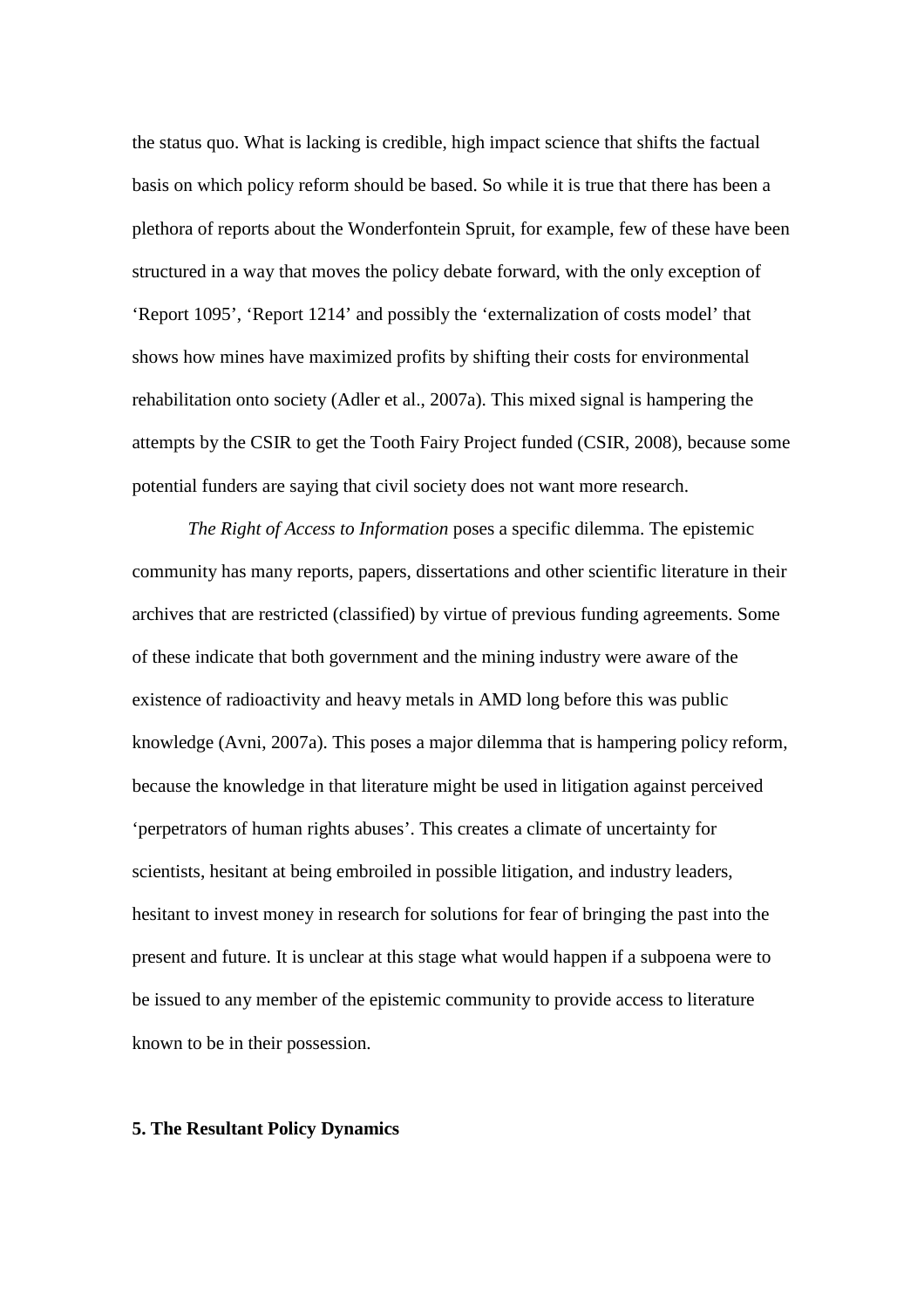the status quo. What is lacking is credible, high impact science that shifts the factual basis on which policy reform should be based. So while it is true that there has been a plethora of reports about the Wonderfontein Spruit, for example, few of these have been structured in a way that moves the policy debate forward, with the only exception of 'Report 1095', 'Report 1214' and possibly the 'externalization of costs model' that shows how mines have maximized profits by shifting their costs for environmental rehabilitation onto society (Adler et al., 2007a). This mixed signal is hampering the attempts by the CSIR to get the Tooth Fairy Project funded (CSIR, 2008), because some potential funders are saying that civil society does not want more research.

*The Right of Access to Information* poses a specific dilemma. The epistemic community has many reports, papers, dissertations and other scientific literature in their archives that are restricted (classified) by virtue of previous funding agreements. Some of these indicate that both government and the mining industry were aware of the existence of radioactivity and heavy metals in AMD long before this was public knowledge (Avni, 2007a). This poses a major dilemma that is hampering policy reform, because the knowledge in that literature might be used in litigation against perceived 'perpetrators of human rights abuses'. This creates a climate of uncertainty for scientists, hesitant at being embroiled in possible litigation, and industry leaders, hesitant to invest money in research for solutions for fear of bringing the past into the present and future. It is unclear at this stage what would happen if a subpoena were to be issued to any member of the epistemic community to provide access to literature known to be in their possession.

## 5. The Resultant Policy Dynamics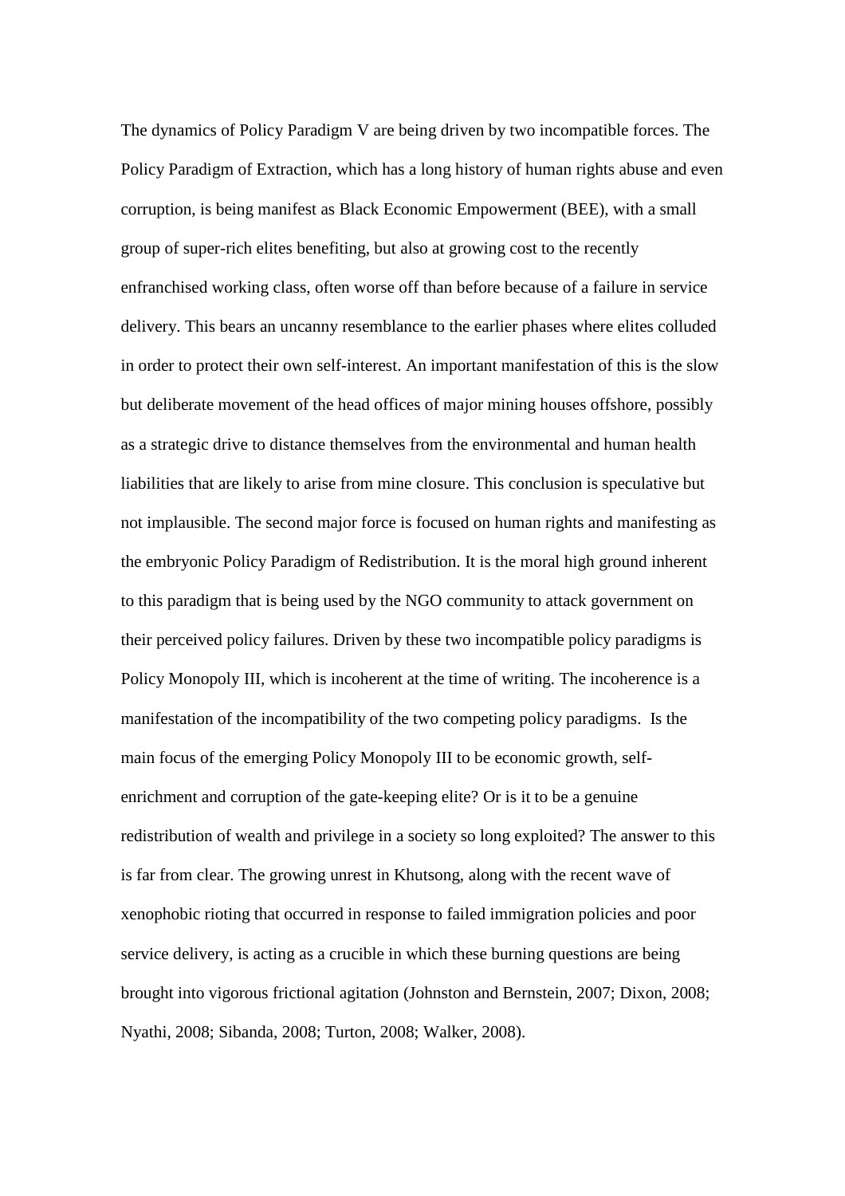The dynamics of Policy Paradigm V are being driven by two incompatible forces. The Policy Paradigm of Extraction, which has a long history of human rights abuse and even corruption, is being manifest as Black Economic Empowerment (BEE), with a small group of super-rich elites benefiting, but also at growing cost to the recently enfranchised working class, often worse off than before because of a failure in service delivery. This bears an uncanny resemblance to the earlier phases where elites colluded in order to protect their own self-interest. An important manifestation of this is the slow but deliberate movement of the head offices of major mining houses offshore, possibly as a strategic drive to distance themselves from the environmental and human health liabilities that are likely to arise from mine closure. This conclusion is speculative but not implausible. The second major force is focused on human rights and manifesting as the embryonic Policy Paradigm of Redistribution. It is the moral high ground inherent to this paradigm that is being used by the NGO community to attack government on their perceived policy failures. Driven by these two incompatible policy paradigms is Policy Monopoly III, which is incoherent at the time of writing. The incoherence is a manifestation of the incompatibility of the two competing policy paradigms. Is the main focus of the emerging Policy Monopoly III to be economic growth, self-enrichment and corruption of the gate-keeping elite? Or is it to be a genuine redistribution of wealth and privilege in a society so long exploited? The answer to this is far from clear. The growing unrest in Khutsong, along with the recent wave of xenophobic rioting that occurred in response to failed immigration policies and poor service delivery, is acting as a crucible in which these burning questions are being brought into vigorous frictional agitation (Johnston and Bernstein, 2007; Dixon, 2008; Nyathi, 2008; Sibanda, 2008; Turton, 2008; Walker, 2008).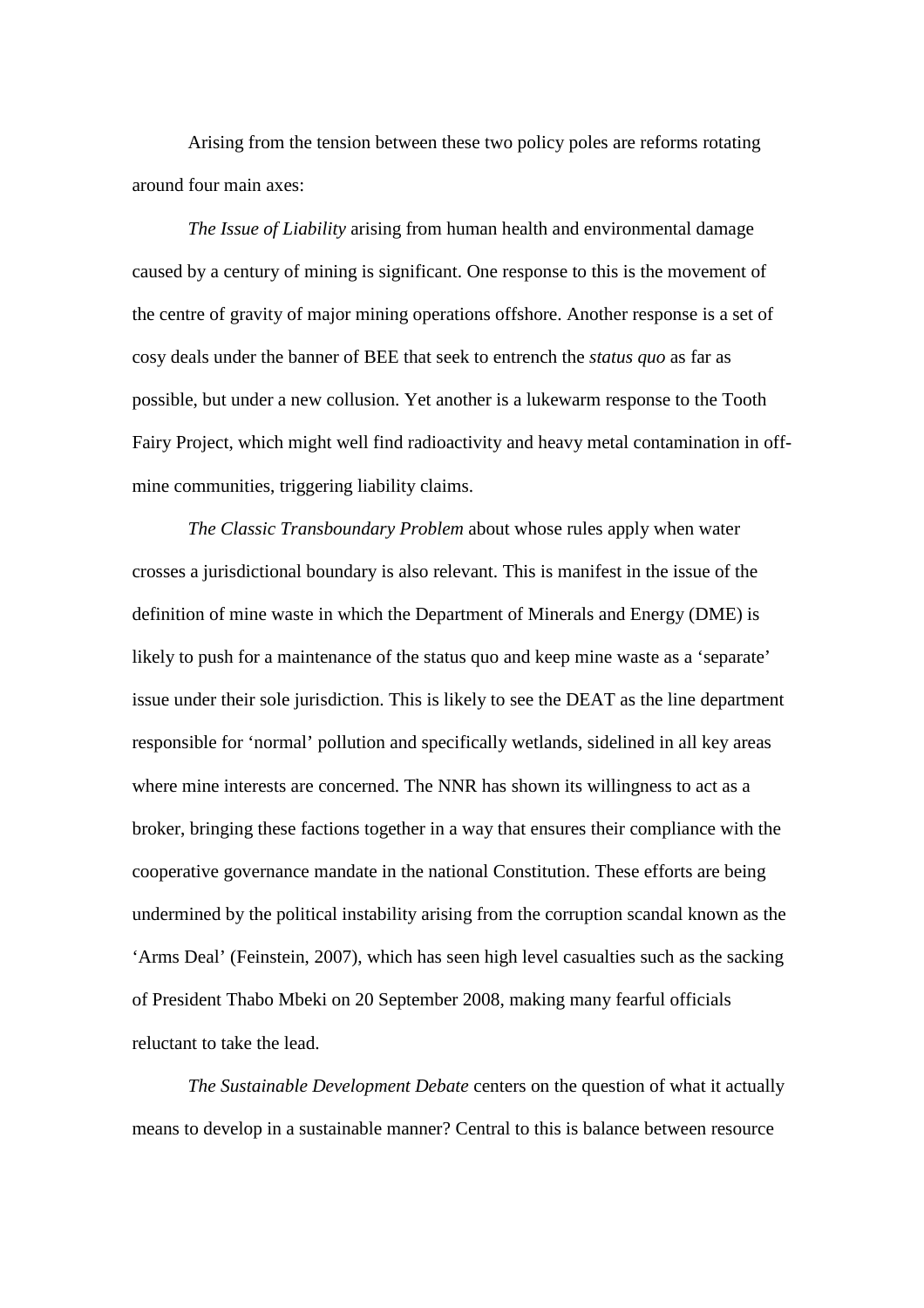Arising from the tension between these two policy poles are reforms rotating around four main axes:

*The Issue of Liability* arising from human health and environmental damage caused by a century of mining is significant. One response to this is the movement of the centre of gravity of major mining operations offshore. Another response is a set of cosy deals under the banner of BEE that seek to entrench the *status quo* as far as possible, but under a new collusion. Yet another is a lukewarm response to the Tooth Fairy Project, which might well find radioactivity and heavy metal contamination in off-mine communities, triggering liability claims.

*The Classic Transboundary Problem* about whose rules apply when water crosses a jurisdictional boundary is also relevant. This is manifest in the issue of the definition of mine waste in which the Department of Minerals and Energy (DME) is likely to push for a maintenance of the status quo and keep mine waste as a 'separate' issue under their sole jurisdiction. This is likely to see the DEAT as the line department responsible for 'normal' pollution and specifically wetlands, sidelined in all key areas where mine interests are concerned. The NNR has shown its willingness to act as a broker, bringing these factions together in a way that ensures their compliance with the cooperative governance mandate in the national Constitution. These efforts are being undermined by the political instability arising from the corruption scandal known as the 'Arms Deal' (Feinstein, 2007), which has seen high level casualties such as the sacking of President Thabo Mbeki on 20 September 2008, making many fearful officials reluctant to take the lead.

*The Sustainable Development Debate* centers on the question of what it actually means to develop in a sustainable manner? Central to this is balance between resource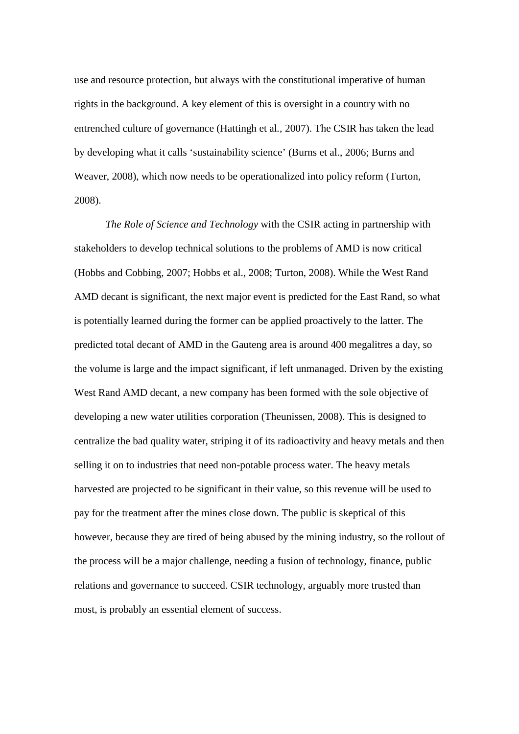use and resource protection, but always with the constitutional imperative of human rights in the background. A key element of this is oversight in a country with no entrenched culture of governance (Hattingh et al., 2007). The CSIR has taken the lead by developing what it calls 'sustainability science' (Burns et al., 2006; Burns and Weaver, 2008), which now needs to be operationalized into policy reform (Turton, 2008).

*The Role of Science and Technology* with the CSIR acting in partnership with stakeholders to develop technical solutions to the problems of AMD is now critical (Hobbs and Cobbing, 2007; Hobbs et al., 2008; Turton, 2008). While the West Rand AMD decant is significant, the next major event is predicted for the East Rand, so what is potentially learned during the former can be applied proactively to the latter. The predicted total decant of AMD in the Gauteng area is around 400 megalitres a day, so the volume is large and the impact significant, if left unmanaged. Driven by the existing West Rand AMD decant, a new company has been formed with the sole objective of developing a new water utilities corporation (Theunissen, 2008). This is designed to centralize the bad quality water, striping it of its radioactivity and heavy metals and then selling it on to industries that need non-potable process water. The heavy metals harvested are projected to be significant in their value, so this revenue will be used to pay for the treatment after the mines close down. The public is skeptical of this however, because they are tired of being abused by the mining industry, so the rollout of the process will be a major challenge, needing a fusion of technology, finance, public relations and governance to succeed. CSIR technology, arguably more trusted than most, is probably an essential element of success.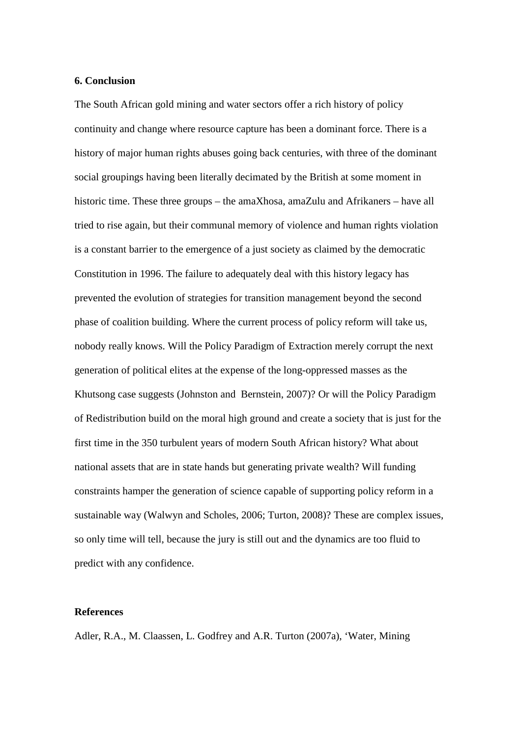## 6. Conclusion

The South African gold mining and water sectors offer a rich history of policy continuity and change where resource capture has been a dominant force. There is a history of major human rights abuses going back centuries, with three of the dominant social groupings having been literally decimated by the British at some moment in historic time. These three groups – the amaXhosa, amaZulu and Afrikaners – have all tried to rise again, but their communal memory of violence and human rights violation is a constant barrier to the emergence of a just society as claimed by the democratic Constitution in 1996. The failure to adequately deal with this history legacy has prevented the evolution of strategies for transition management beyond the second phase of coalition building. Where the current process of policy reform will take us, nobody really knows. Will the Policy Paradigm of Extraction merely corrupt the next generation of political elites at the expense of the long-oppressed masses as the Khutsong case suggests (Johnston and Bernstein, 2007)? Or will the Policy Paradigm of Redistribution build on the moral high ground and create a society that is just for the first time in the 350 turbulent years of modern South African history? What about national assets that are in state hands but generating private wealth? Will funding constraints hamper the generation of science capable of supporting policy reform in a sustainable way (Walwyn and Scholes, 2006; Turton, 2008)? These are complex issues, so only time will tell, because the jury is still out and the dynamics are too fluid to predict with any confidence.

## References

Adler, R.A., M. Claassen, L. Godfrey and A.R. Turton (2007a), 'Water, Mining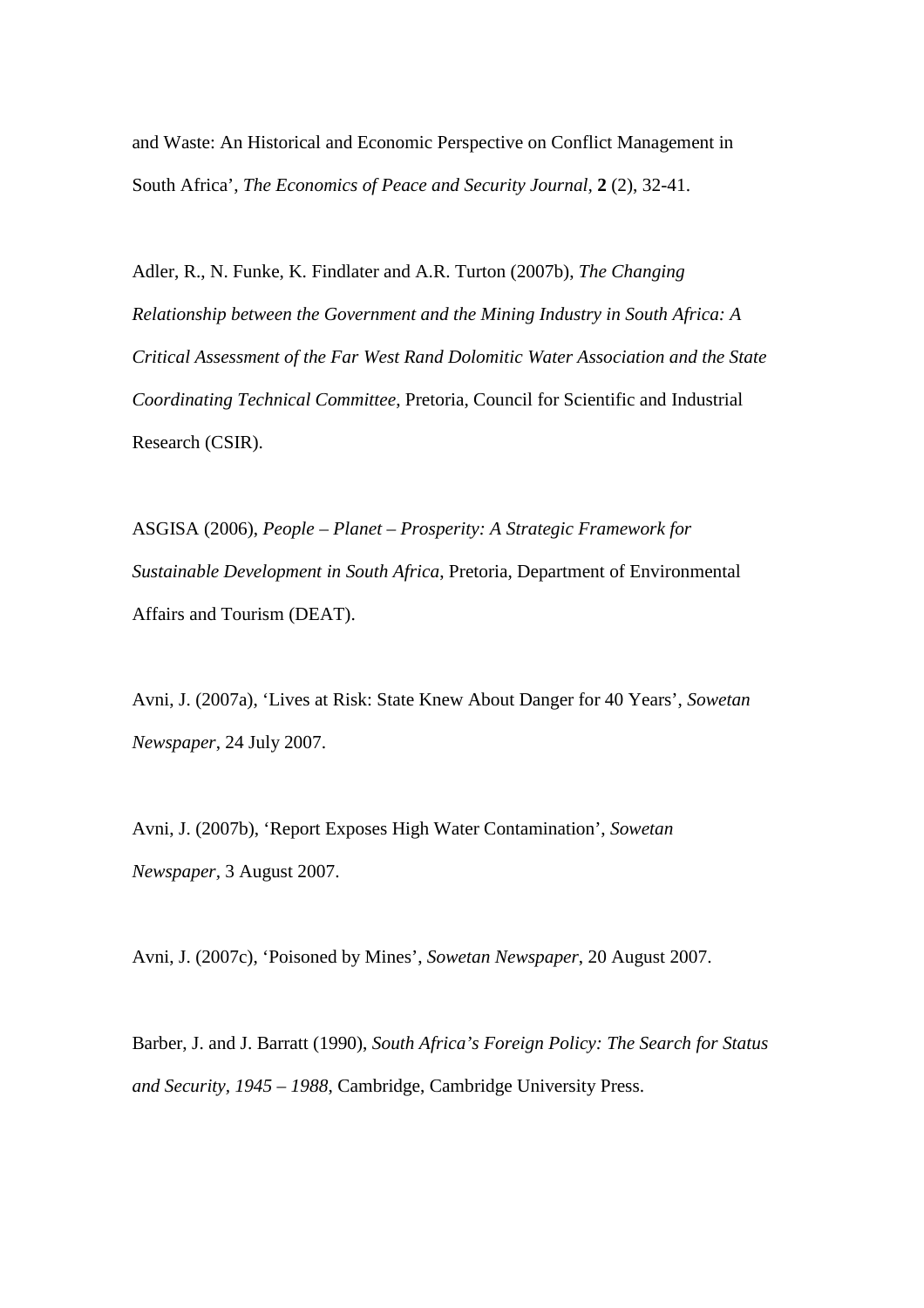and Waste: An Historical and Economic Perspective on Conflict Management in South Africa', *The Economics of Peace and Security Journal*, **2** (2), 32-41.

Adler, R., N. Funke, K. Findlater and A.R. Turton (2007b), *The Changing Relationship between the Government and the Mining Industry in South Africa: A Critical Assessment of the Far West Rand Dolomitic Water Association and the State Coordinating Technical Committee*, Pretoria, Council for Scientific and Industrial Research (CSIR).

ASGISA (2006), *People – Planet – Prosperity: A Strategic Framework for Sustainable Development in South Africa*, Pretoria, Department of Environmental Affairs and Tourism (DEAT).

Avni, J. (2007a), 'Lives at Risk: State Knew About Danger for 40 Years', *Sowetan Newspaper*, 24 July 2007.

Avni, J. (2007b), 'Report Exposes High Water Contamination', *Sowetan Newspaper*, 3 August 2007.

Avni, J. (2007c), 'Poisoned by Mines', *Sowetan Newspaper*, 20 August 2007.

Barber, J. and J. Barratt (1990), *South Africa's Foreign Policy: The Search for Status and Security, 1945 – 1988*, Cambridge, Cambridge University Press.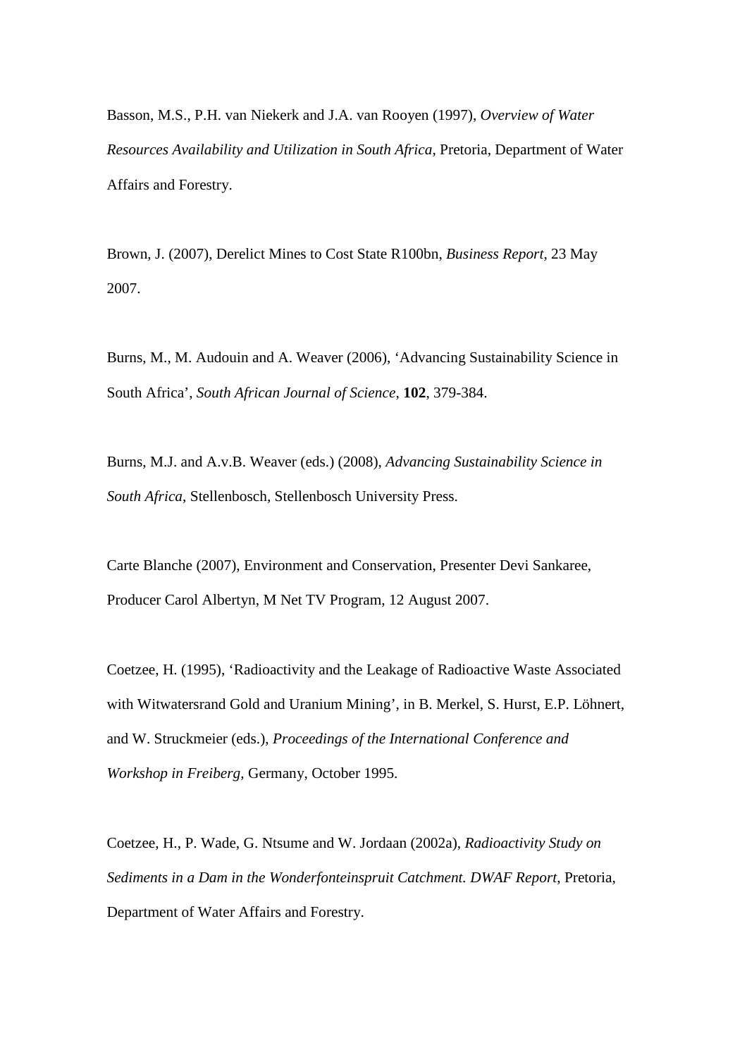Basson, M.S., P.H. van Niekerk and J.A. van Rooyen (1997), *Overview of Water Resources Availability and Utilization in South Africa*, Pretoria, Department of Water Affairs and Forestry.

Brown, J. (2007), Derelict Mines to Cost State R100bn, *Business Report*, 23 May 2007.

Burns, M., M. Audouin and A. Weaver (2006), 'Advancing Sustainability Science in South Africa', *South African Journal of Science*, **102**, 379-384.

Burns, M.J. and A.v.B. Weaver (eds.) (2008), *Advancing Sustainability Science in South Africa*, Stellenbosch, Stellenbosch University Press.

Carte Blanche (2007), Environment and Conservation, Presenter Devi Sankaree, Producer Carol Albertyn, M Net TV Program, 12 August 2007.

Coetzee, H. (1995), 'Radioactivity and the Leakage of Radioactive Waste Associated with Witwatersrand Gold and Uranium Mining', in B. Merkel, S. Hurst, E.P. Löhnert, and W. Struckmeier (eds.), *Proceedings of the International Conference and Workshop in Freiberg*, Germany, October 1995.

Coetzee, H., P. Wade, G. Ntsume and W. Jordaan (2002a), *Radioactivity Study on Sediments in a Dam in the Wonderfonteinspruit Catchment. DWAF Report*, Pretoria, Department of Water Affairs and Forestry.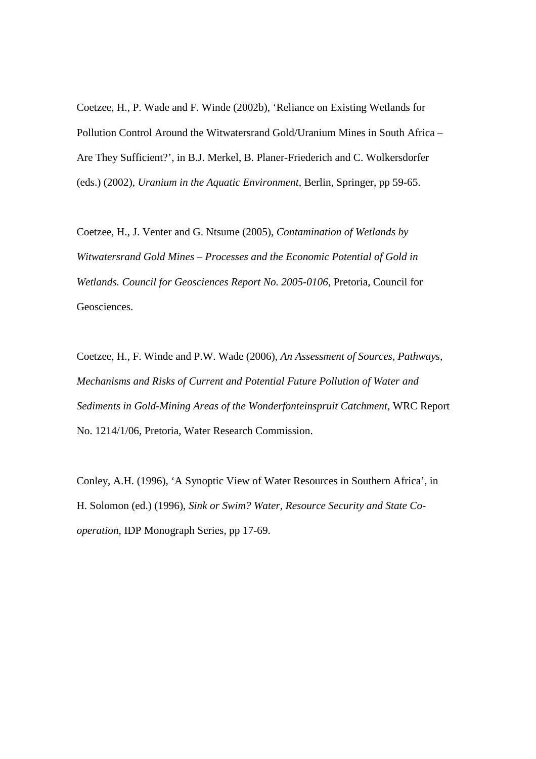Coetzee, H., P. Wade and F. Winde (2002b), ‘Reliance on Existing Wetlands for Pollution Control Around the Witwatersrand Gold/Uranium Mines in South Africa – Are They Sufficient?’, in B.J. Merkel, B. Planer-Friederich and C. Wolkersdorfer (eds.) (2002), *Uranium in the Aquatic Environment*, Berlin, Springer, pp 59-65.

Coetzee, H., J. Venter and G. Ntsume (2005), *Contamination of Wetlands by Witwatersrand Gold Mines – Processes and the Economic Potential of Gold in Wetlands. Council for Geosciences Report No. 2005-0106*, Pretoria, Council for Geosciences.

Coetzee, H., F. Winde and P.W. Wade (2006), *An Assessment of Sources, Pathways, Mechanisms and Risks of Current and Potential Future Pollution of Water and Sediments in Gold-Mining Areas of the Wonderfonteinspruit Catchment*, WRC Report No. 1214/1/06, Pretoria, Water Research Commission.

Conley, A.H. (1996), ‘A Synoptic View of Water Resources in Southern Africa’, in H. Solomon (ed.) (1996), *Sink or Swim? Water, Resource Security and State Co-operation*, IDP Monograph Series, pp 17-69.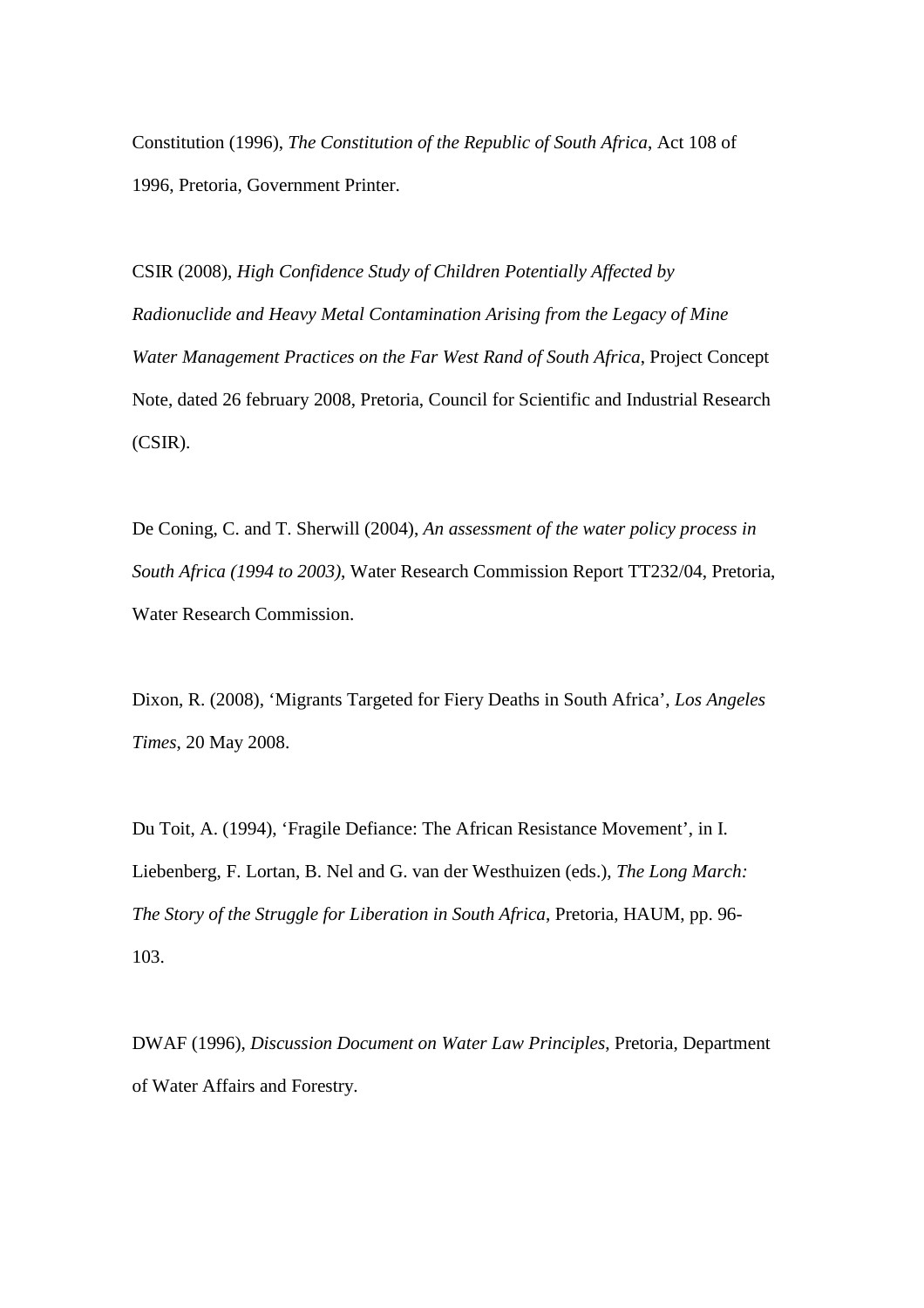Constitution (1996), *The Constitution of the Republic of South Africa*, Act 108 of 1996, Pretoria, Government Printer.

CSIR (2008), *High Confidence Study of Children Potentially Affected by Radionuclide and Heavy Metal Contamination Arising from the Legacy of Mine Water Management Practices on the Far West Rand of South Africa*, Project Concept Note, dated 26 february 2008, Pretoria, Council for Scientific and Industrial Research (CSIR).

De Coning, C. and T. Sherwill (2004), *An assessment of the water policy process in South Africa (1994 to 2003)*, Water Research Commission Report TT232/04, Pretoria, Water Research Commission.

Dixon, R. (2008), 'Migrants Targeted for Fiery Deaths in South Africa', *Los Angeles Times*, 20 May 2008.

Du Toit, A. (1994), 'Fragile Defiance: The African Resistance Movement', in I. Liebenberg, F. Lortan, B. Nel and G. van der Westhuizen (eds.), *The Long March: The Story of the Struggle for Liberation in South Africa*, Pretoria, HAUM, pp. 96-103.

DWAF (1996), *Discussion Document on Water Law Principles*, Pretoria, Department of Water Affairs and Forestry.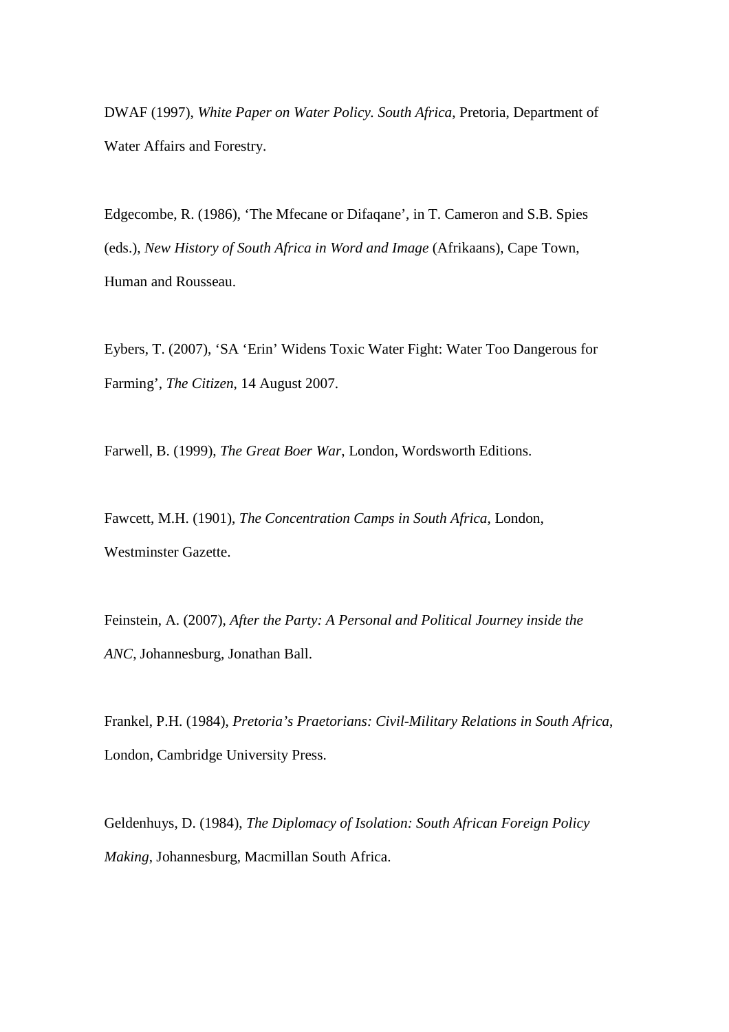DWAF (1997), *White Paper on Water Policy. South Africa*, Pretoria, Department of Water Affairs and Forestry.

Edgecombe, R. (1986), 'The Mfecane or Difaqane', in T. Cameron and S.B. Spies (eds.), *New History of South Africa in Word and Image* (Afrikaans), Cape Town, Human and Rousseau.

Eybers, T. (2007), 'SA 'Erin' Widens Toxic Water Fight: Water Too Dangerous for Farming', *The Citizen*, 14 August 2007.

Farwell, B. (1999), *The Great Boer War*, London, Wordsworth Editions.

Fawcett, M.H. (1901), *The Concentration Camps in South Africa*, London, Westminster Gazette.

Feinstein, A. (2007), *After the Party: A Personal and Political Journey inside the ANC*, Johannesburg, Jonathan Ball.

Frankel, P.H. (1984), *Pretoria's Praetorians: Civil-Military Relations in South Africa*, London, Cambridge University Press.

Geldenhuys, D. (1984), *The Diplomacy of Isolation: South African Foreign Policy Making*, Johannesburg, Macmillan South Africa.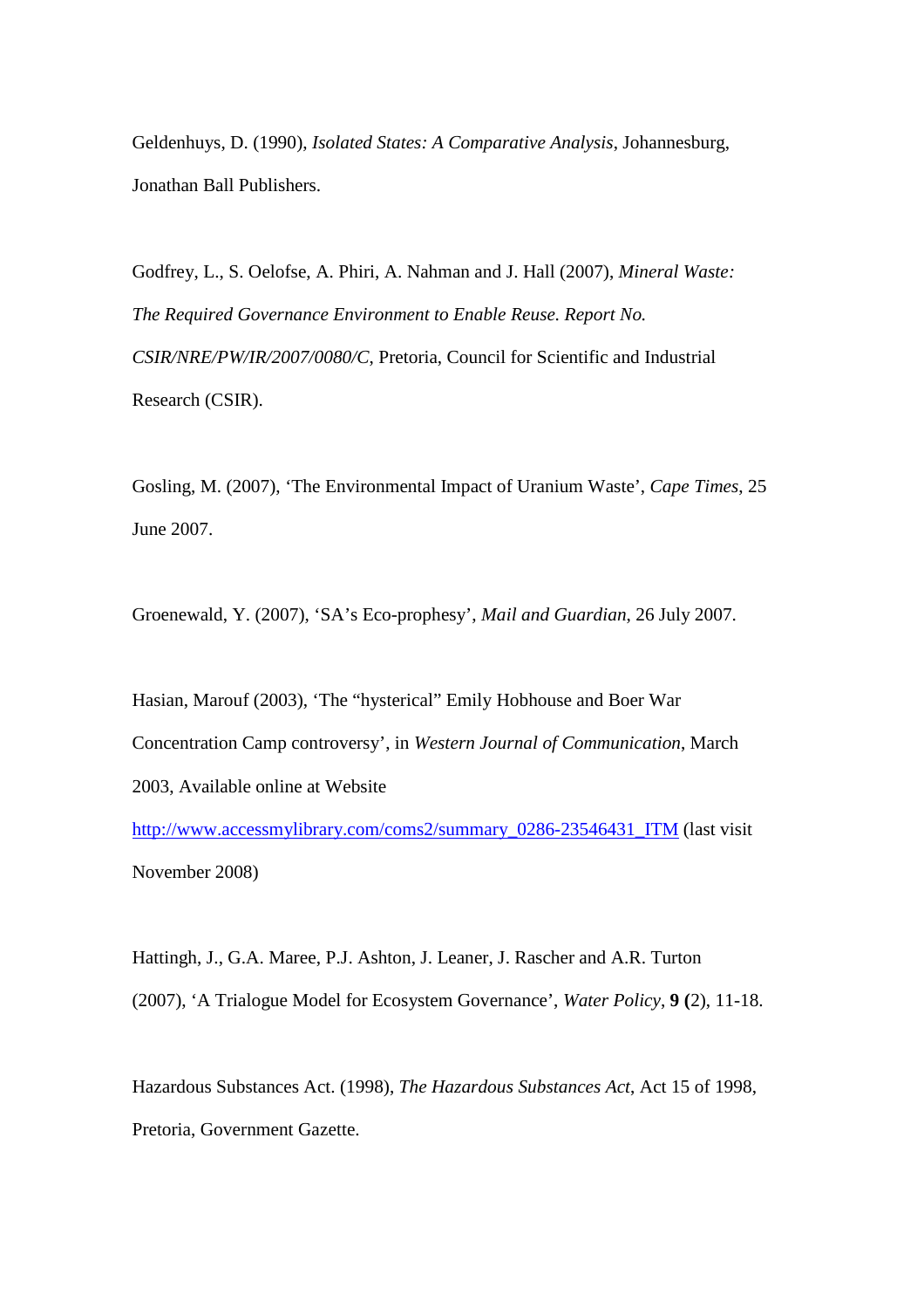Geldenhuys, D. (1990), *Isolated States: A Comparative Analysis*, Johannesburg, Jonathan Ball Publishers.

Godfrey, L., S. Oelofse, A. Phiri, A. Nahman and J. Hall (2007), *Mineral Waste: The Required Governance Environment to Enable Reuse. Report No. CSIR/NRE/PW/IR/2007/0080/C*, Pretoria, Council for Scientific and Industrial Research (CSIR).

Gosling, M. (2007), 'The Environmental Impact of Uranium Waste', *Cape Times*, 25 June 2007.

Groenewald, Y. (2007), 'SA's Eco-prophesy', *Mail and Guardian*, 26 July 2007.

Hasian, Marouf (2003), 'The "hysterical" Emily Hobhouse and Boer War Concentration Camp controversy', in *Western Journal of Communication*, March 2003, Available online at Website http://www.accessmylibrary.com/coms2/summary_0286-23546431_ITM (last visit November 2008)

Hattingh, J., G.A. Maree, P.J. Ashton, J. Leaner, J. Rascher and A.R. Turton (2007), 'A Trialogue Model for Ecosystem Governance', *Water Policy*, **9 (**2), 11-18.

Hazardous Substances Act. (1998), *The Hazardous Substances Act*, Act 15 of 1998, Pretoria, Government Gazette.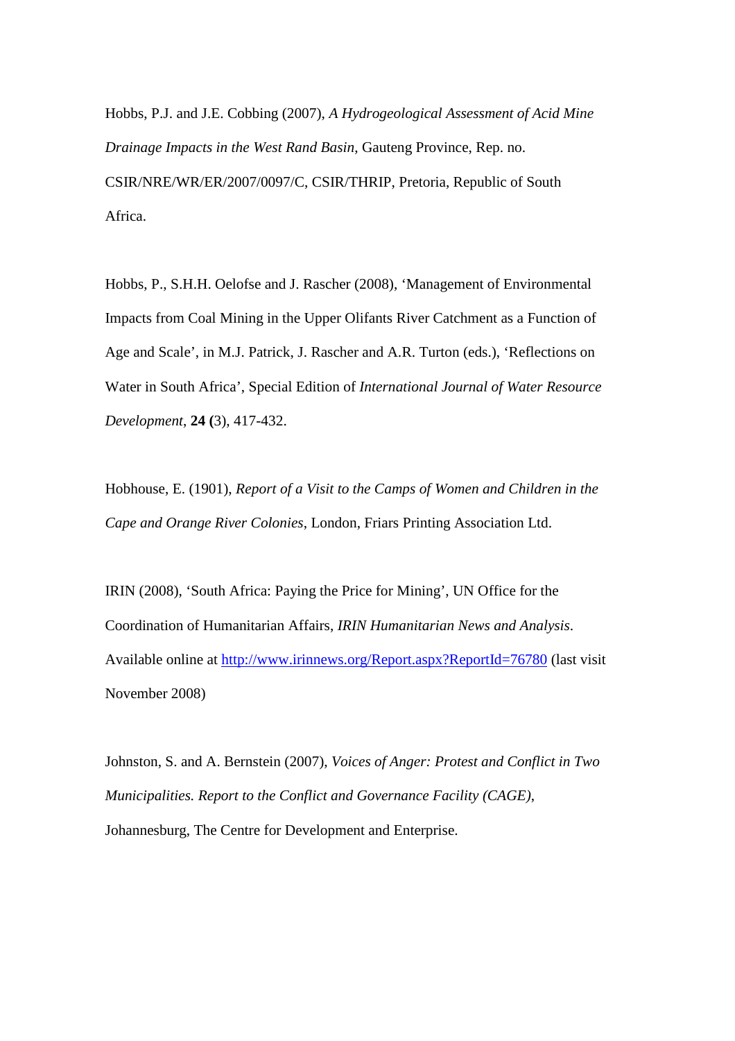Hobbs, P.J. and J.E. Cobbing (2007), *A Hydrogeological Assessment of Acid Mine Drainage Impacts in the West Rand Basin*, Gauteng Province, Rep. no. CSIR/NRE/WR/ER/2007/0097/C, CSIR/THRIP, Pretoria, Republic of South Africa.

Hobbs, P., S.H.H. Oelofse and J. Rascher (2008), 'Management of Environmental Impacts from Coal Mining in the Upper Olifants River Catchment as a Function of Age and Scale', in M.J. Patrick, J. Rascher and A.R. Turton (eds.), 'Reflections on Water in South Africa', Special Edition of *International Journal of Water Resource Development*, **24 (**3), 417-432.

Hobhouse, E. (1901), *Report of a Visit to the Camps of Women and Children in the Cape and Orange River Colonies*, London, Friars Printing Association Ltd.

IRIN (2008), 'South Africa: Paying the Price for Mining', UN Office for the Coordination of Humanitarian Affairs, *IRIN Humanitarian News and Analysis*. Available online at http://www.irinnews.org/Report.aspx?ReportId=76780 (last visit November 2008)

Johnston, S. and A. Bernstein (2007), *Voices of Anger: Protest and Conflict in Two Municipalities. Report to the Conflict and Governance Facility (CAGE)*, Johannesburg, The Centre for Development and Enterprise.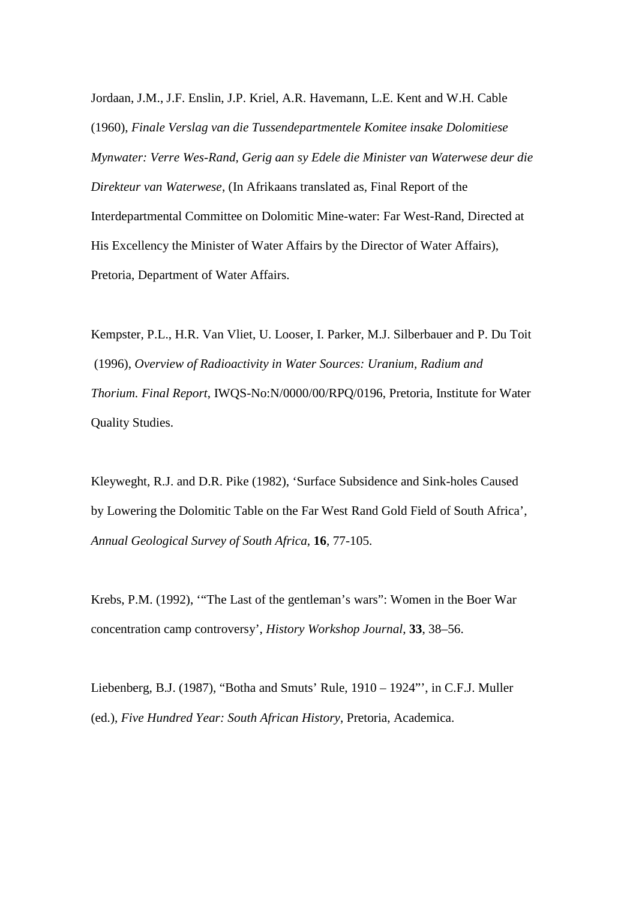Jordaan, J.M., J.F. Enslin, J.P. Kriel, A.R. Havemann, L.E. Kent and W.H. Cable (1960), *Finale Verslag van die Tussendepartmentele Komitee insake Dolomitiese Mynwater: Verre Wes-Rand, Gerig aan sy Edele die Minister van Waterwese deur die Direkteur van Waterwese*, (In Afrikaans translated as, Final Report of the Interdepartmental Committee on Dolomitic Mine-water: Far West-Rand, Directed at His Excellency the Minister of Water Affairs by the Director of Water Affairs), Pretoria, Department of Water Affairs.

Kempster, P.L., H.R. Van Vliet, U. Looser, I. Parker, M.J. Silberbauer and P. Du Toit (1996), *Overview of Radioactivity in Water Sources: Uranium, Radium and Thorium. Final Report*, IWQS-No:N/0000/00/RPQ/0196, Pretoria, Institute for Water Quality Studies.

Kleyweght, R.J. and D.R. Pike (1982), 'Surface Subsidence and Sink-holes Caused by Lowering the Dolomitic Table on the Far West Rand Gold Field of South Africa', *Annual Geological Survey of South Africa*, **16**, 77-105.

Krebs, P.M. (1992), '"The Last of the gentleman's wars": Women in the Boer War concentration camp controversy', *History Workshop Journal*, **33**, 38–56.

Liebenberg, B.J. (1987), "Botha and Smuts' Rule, 1910 – 1924"', in C.F.J. Muller (ed.), *Five Hundred Year: South African History*, Pretoria, Academica.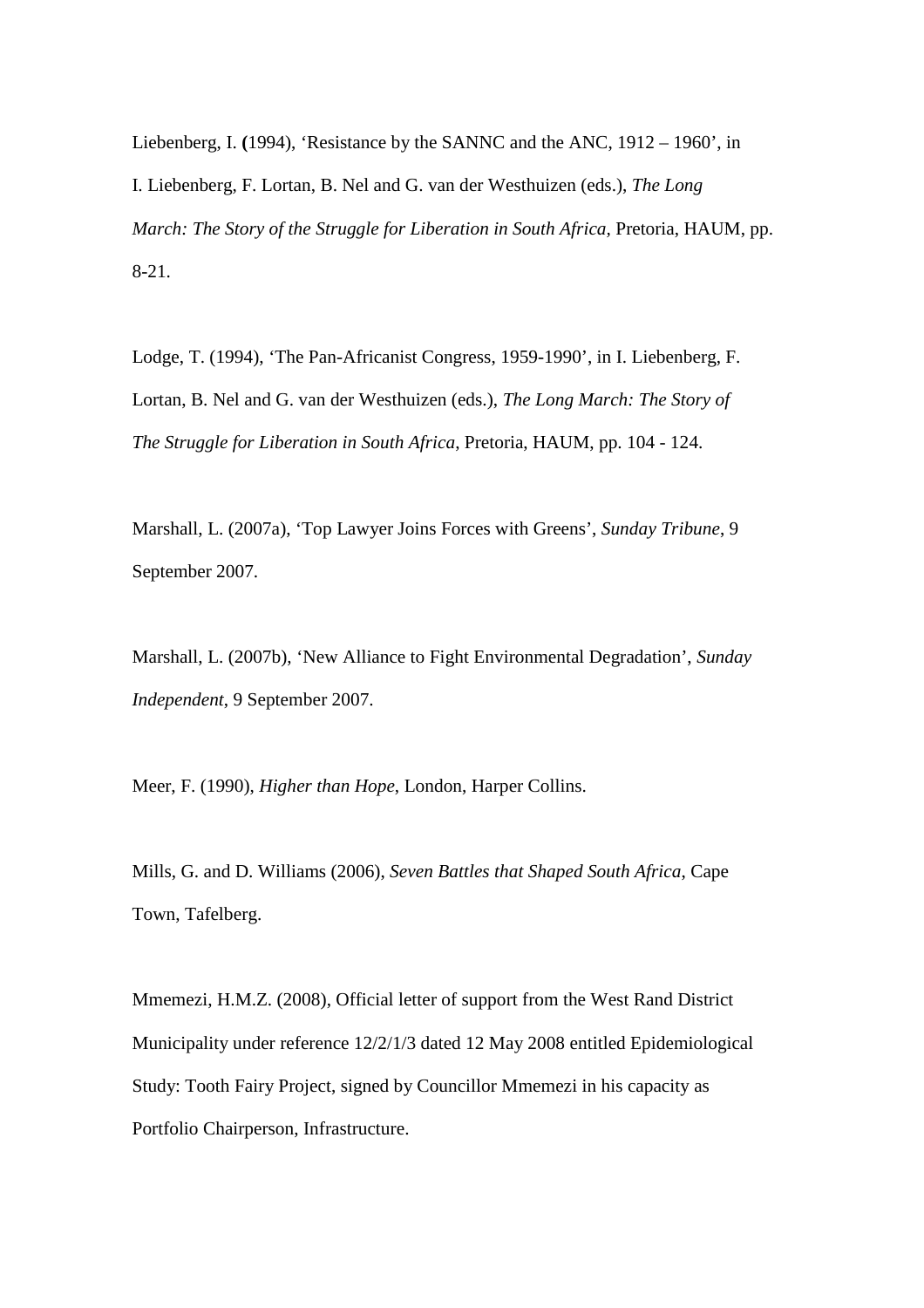Liebenberg, I. **(**1994), 'Resistance by the SANNC and the ANC, 1912 – 1960', in I. Liebenberg, F. Lortan, B. Nel and G. van der Westhuizen (eds.), *The Long March: The Story of the Struggle for Liberation in South Africa*, Pretoria, HAUM, pp. 8-21.

Lodge, T. (1994), 'The Pan-Africanist Congress, 1959-1990', in I. Liebenberg, F. Lortan, B. Nel and G. van der Westhuizen (eds.), *The Long March: The Story of The Struggle for Liberation in South Africa*, Pretoria, HAUM, pp. 104 - 124.

Marshall, L. (2007a), 'Top Lawyer Joins Forces with Greens', *Sunday Tribune*, 9 September 2007.

Marshall, L. (2007b), 'New Alliance to Fight Environmental Degradation', *Sunday Independent*, 9 September 2007.

Meer, F. (1990), *Higher than Hope*, London, Harper Collins.

Mills, G. and D. Williams (2006), *Seven Battles that Shaped South Africa*, Cape Town, Tafelberg.

Mmemezi, H.M.Z. (2008), Official letter of support from the West Rand District Municipality under reference 12/2/1/3 dated 12 May 2008 entitled Epidemiological Study: Tooth Fairy Project, signed by Councillor Mmemezi in his capacity as Portfolio Chairperson, Infrastructure.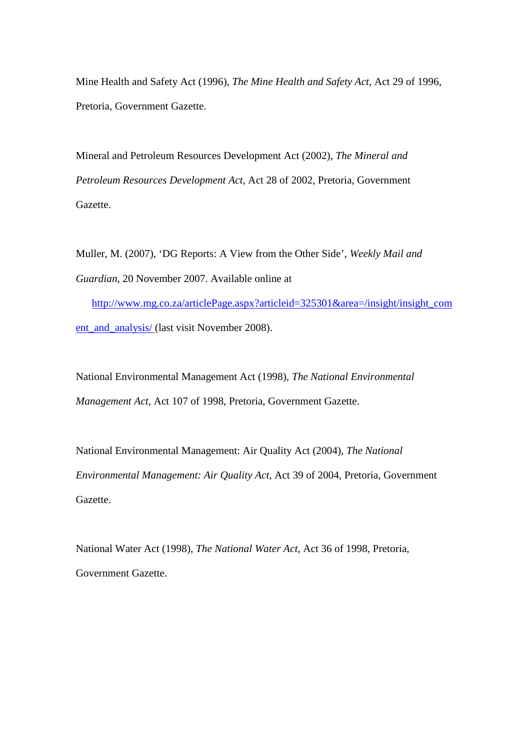Mine Health and Safety Act (1996), *The Mine Health and Safety Act*, Act 29 of 1996, Pretoria, Government Gazette.

Mineral and Petroleum Resources Development Act (2002), *The Mineral and Petroleum Resources Development Act*, Act 28 of 2002, Pretoria, Government Gazette.

Muller, M. (2007), 'DG Reports: A View from the Other Side', *Weekly Mail and Guardian*, 20 November 2007. Available online at http://www.mg.co.za/articlePage.aspx?articleid=325301&area=/insight/insight_comment_and_analysis/ (last visit November 2008).

National Environmental Management Act (1998), *The National Environmental Management Act*, Act 107 of 1998, Pretoria, Government Gazette.

National Environmental Management: Air Quality Act (2004), *The National Environmental Management: Air Quality Act*, Act 39 of 2004, Pretoria, Government Gazette.

National Water Act (1998), *The National Water Act*, Act 36 of 1998, Pretoria, Government Gazette.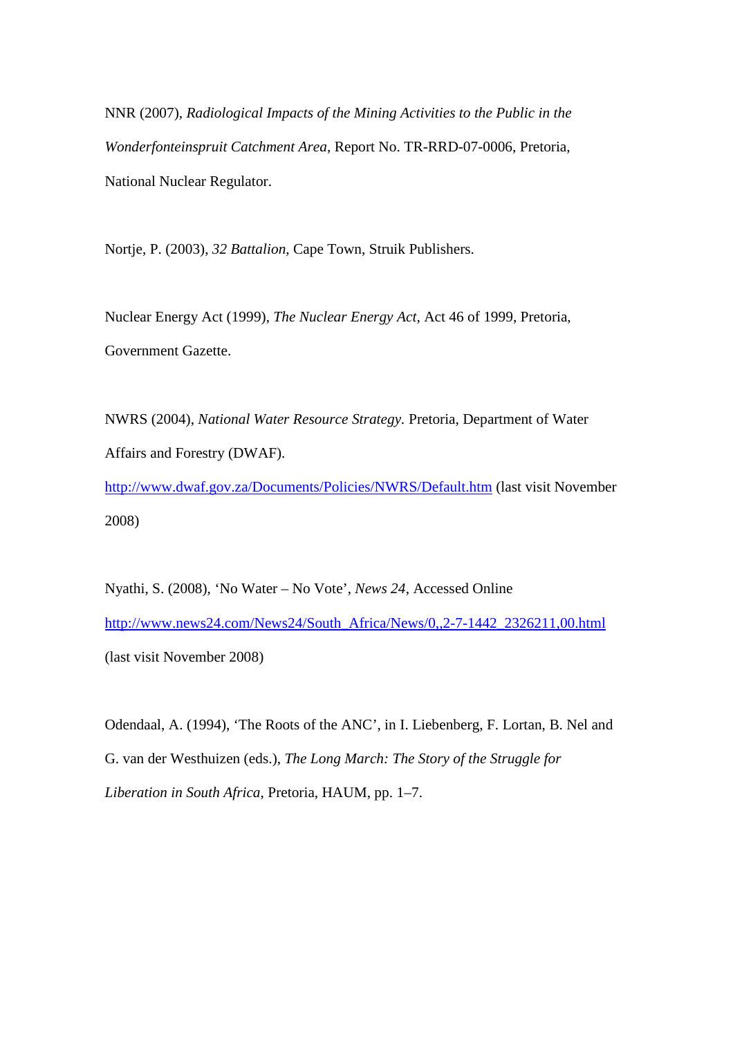NNR (2007), *Radiological Impacts of the Mining Activities to the Public in the Wonderfonteinspruit Catchment Area*, Report No. TR-RRD-07-0006, Pretoria, National Nuclear Regulator.

Nortje, P. (2003), *32 Battalion*, Cape Town, Struik Publishers.

Nuclear Energy Act (1999), *The Nuclear Energy Act*, Act 46 of 1999, Pretoria, Government Gazette.

NWRS (2004), *National Water Resource Strategy*. Pretoria, Department of Water Affairs and Forestry (DWAF). http://www.dwaf.gov.za/Documents/Policies/NWRS/Default.htm (last visit November 2008)

Nyathi, S. (2008), 'No Water – No Vote', *News 24*, Accessed Online http://www.news24.com/News24/South_Africa/News/0,,2-7-1442_2326211,00.html (last visit November 2008)

Odendaal, A. (1994), 'The Roots of the ANC', in I. Liebenberg, F. Lortan, B. Nel and G. van der Westhuizen (eds.), *The Long March: The Story of the Struggle for Liberation in South Africa*, Pretoria, HAUM, pp. 1–7.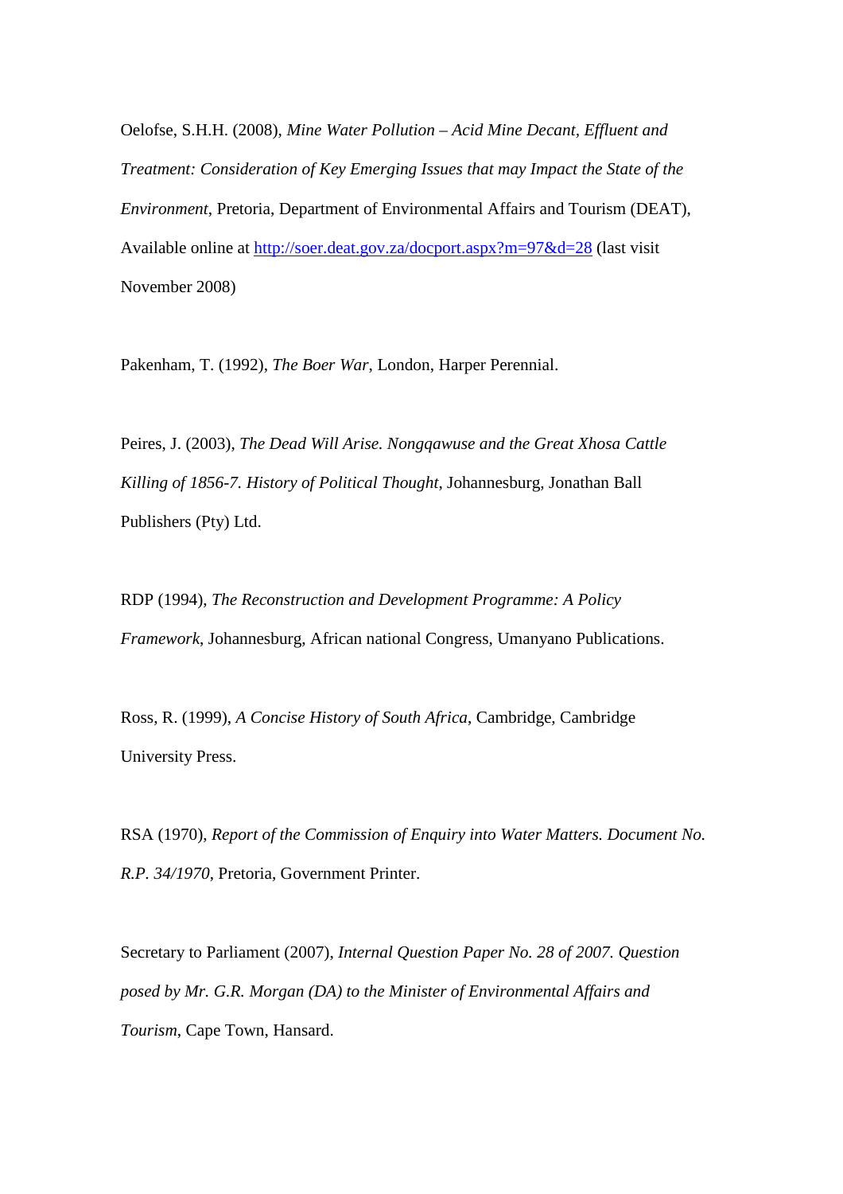Oelofse, S.H.H. (2008), *Mine Water Pollution – Acid Mine Decant, Effluent and Treatment: Consideration of Key Emerging Issues that may Impact the State of the Environment*, Pretoria, Department of Environmental Affairs and Tourism (DEAT), Available online at http://soer.deat.gov.za/docport.aspx?m=97&d=28 (last visit November 2008)

Pakenham, T. (1992), *The Boer War*, London, Harper Perennial.

Peires, J. (2003), *The Dead Will Arise. Nongqawuse and the Great Xhosa Cattle Killing of 1856-7. History of Political Thought*, Johannesburg, Jonathan Ball Publishers (Pty) Ltd.

RDP (1994), *The Reconstruction and Development Programme: A Policy Framework*, Johannesburg, African national Congress, Umanyano Publications.

Ross, R. (1999), *A Concise History of South Africa*, Cambridge, Cambridge University Press.

RSA (1970), *Report of the Commission of Enquiry into Water Matters. Document No. R.P. 34/1970*, Pretoria, Government Printer.

Secretary to Parliament (2007), *Internal Question Paper No. 28 of 2007. Question posed by Mr. G.R. Morgan (DA) to the Minister of Environmental Affairs and Tourism*, Cape Town, Hansard.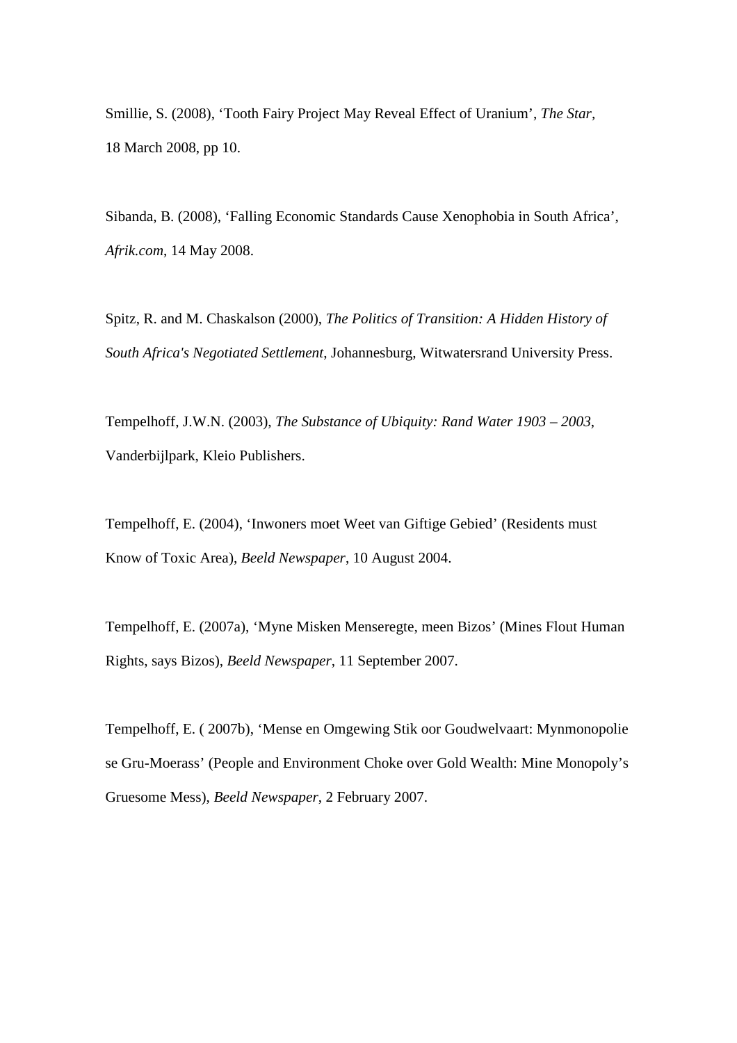Smillie, S. (2008), 'Tooth Fairy Project May Reveal Effect of Uranium', *The Star*, 18 March 2008, pp 10.

Sibanda, B. (2008), 'Falling Economic Standards Cause Xenophobia in South Africa', *Afrik.com*, 14 May 2008.

Spitz, R. and M. Chaskalson (2000), *The Politics of Transition: A Hidden History of South Africa's Negotiated Settlement*, Johannesburg, Witwatersrand University Press.

Tempelhoff, J.W.N. (2003), *The Substance of Ubiquity: Rand Water 1903 – 2003*, Vanderbijlpark, Kleio Publishers.

Tempelhoff, E. (2004), 'Inwoners moet Weet van Giftige Gebied' (Residents must Know of Toxic Area), *Beeld Newspaper*, 10 August 2004.

Tempelhoff, E. (2007a), 'Myne Misken Menseregte, meen Bizos' (Mines Flout Human Rights, says Bizos), *Beeld Newspaper*, 11 September 2007.

Tempelhoff, E. ( 2007b), 'Mense en Omgewing Stik oor Goudwelvaart: Mynmonopolie se Gru-Moerass' (People and Environment Choke over Gold Wealth: Mine Monopoly's Gruesome Mess), *Beeld Newspaper*, 2 February 2007.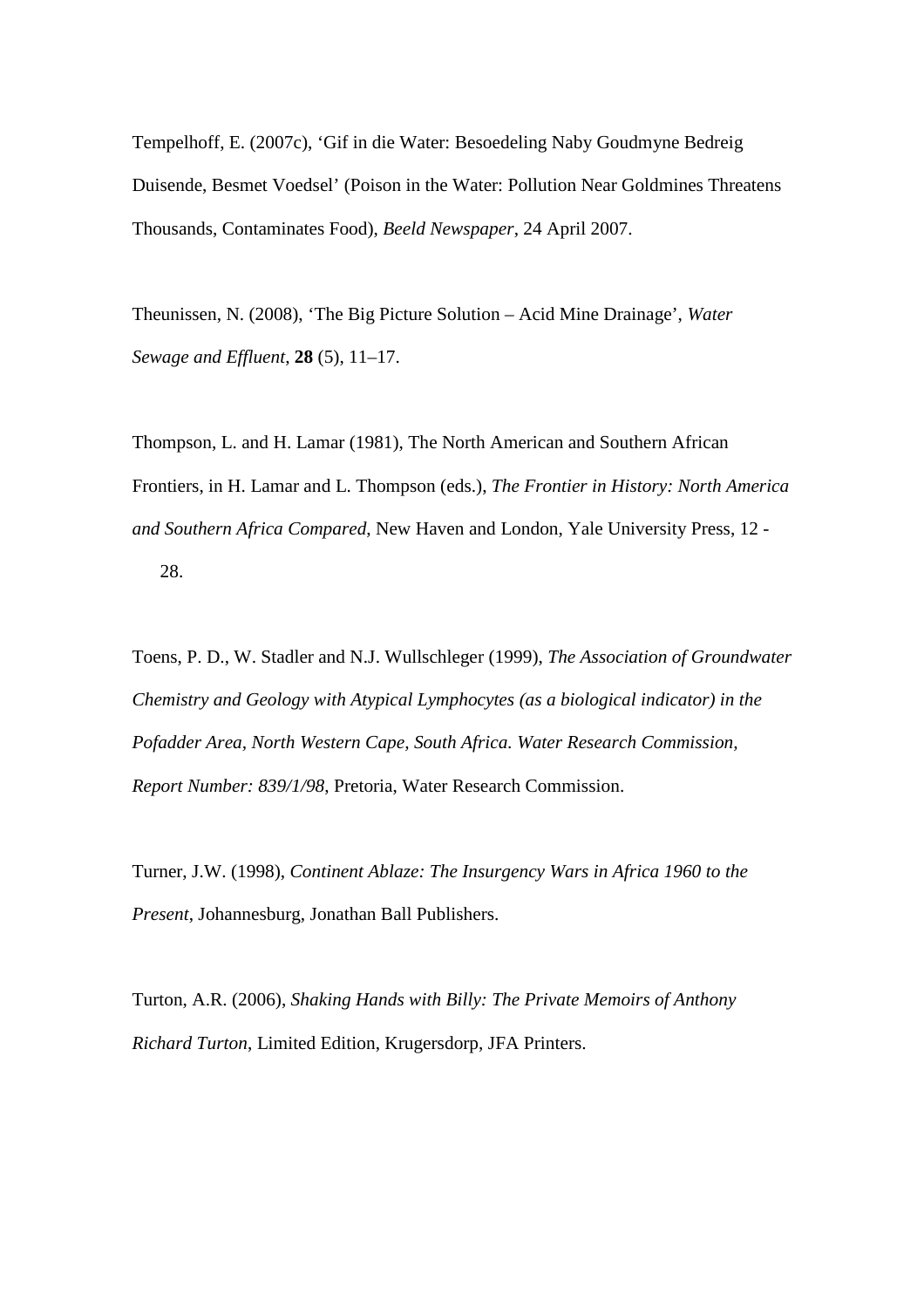Tempelhoff, E. (2007c), ‘Gif in die Water: Besoedeling Naby Goudmyne Bedreig Duisende, Besmet Voedsel’ (Poison in the Water: Pollution Near Goldmines Threatens Thousands, Contaminates Food), *Beeld Newspaper*, 24 April 2007.

Theunissen, N. (2008), ‘The Big Picture Solution – Acid Mine Drainage’, *Water Sewage and Effluent*, **28** (5), 11–17.

Thompson, L. and H. Lamar (1981), The North American and Southern African Frontiers, in H. Lamar and L. Thompson (eds.), *The Frontier in History: North America and Southern Africa Compared*, New Haven and London, Yale University Press, 12 - 28.

Toens, P. D., W. Stadler and N.J. Wullschleger (1999), *The Association of Groundwater Chemistry and Geology with Atypical Lymphocytes (as a biological indicator) in the Pofadder Area, North Western Cape, South Africa. Water Research Commission, Report Number: 839/1/98*, Pretoria, Water Research Commission.

Turner, J.W. (1998), *Continent Ablaze: The Insurgency Wars in Africa 1960 to the Present*, Johannesburg, Jonathan Ball Publishers.

Turton, A.R. (2006), *Shaking Hands with Billy: The Private Memoirs of Anthony Richard Turton*, Limited Edition, Krugersdorp, JFA Printers.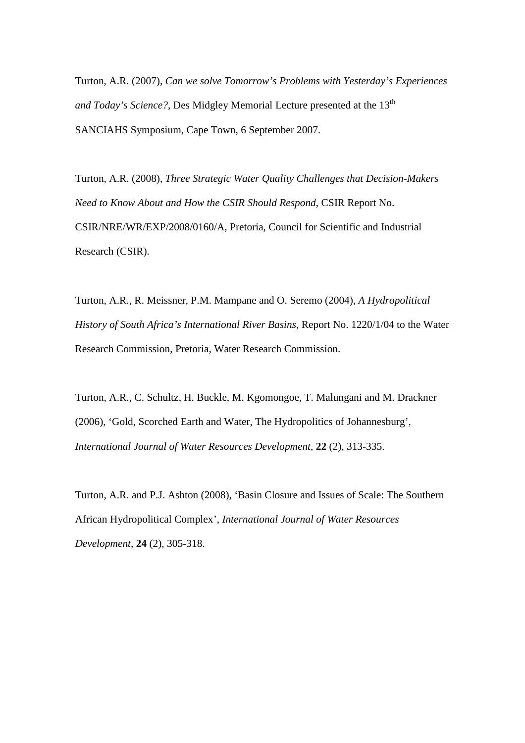Turton, A.R. (2007), *Can we solve Tomorrow's Problems with Yesterday's Experiences and Today's Science?*, Des Midgley Memorial Lecture presented at the 13th SANCIAHS Symposium, Cape Town, 6 September 2007.

Turton, A.R. (2008), *Three Strategic Water Quality Challenges that Decision-Makers Need to Know About and How the CSIR Should Respond*, CSIR Report No. CSIR/NRE/WR/EXP/2008/0160/A, Pretoria, Council for Scientific and Industrial Research (CSIR).

Turton, A.R., R. Meissner, P.M. Mampane and O. Seremo (2004), *A Hydropolitical History of South Africa's International River Basins*, Report No. 1220/1/04 to the Water Research Commission, Pretoria, Water Research Commission.

Turton, A.R., C. Schultz, H. Buckle, M. Kgomongoe, T. Malungani and M. Drackner (2006), 'Gold, Scorched Earth and Water, The Hydropolitics of Johannesburg', *International Journal of Water Resources Development*, **22** (2), 313-335.

Turton, A.R. and P.J. Ashton (2008), 'Basin Closure and Issues of Scale: The Southern African Hydropolitical Complex', *International Journal of Water Resources Development*, **24** (2), 305-318.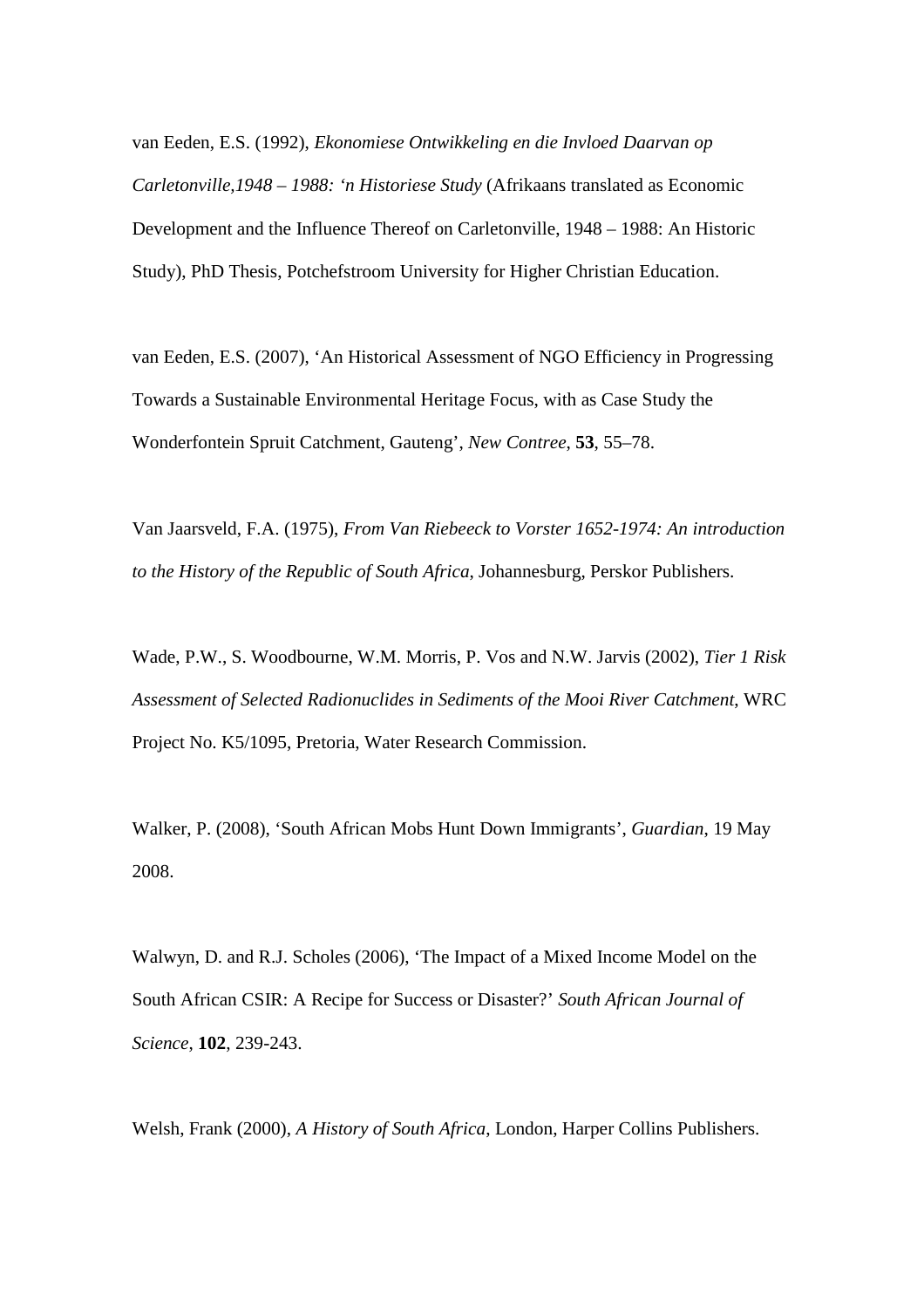van Eeden, E.S. (1992), *Ekonomiese Ontwikkeling en die Invloed Daarvan op Carletonville,1948 – 1988: 'n Historiese Study* (Afrikaans translated as Economic Development and the Influence Thereof on Carletonville, 1948 – 1988: An Historic Study), PhD Thesis, Potchefstroom University for Higher Christian Education.

van Eeden, E.S. (2007), 'An Historical Assessment of NGO Efficiency in Progressing Towards a Sustainable Environmental Heritage Focus, with as Case Study the Wonderfontein Spruit Catchment, Gauteng', *New Contree*, **53**, 55–78.

Van Jaarsveld, F.A. (1975), *From Van Riebeeck to Vorster 1652-1974: An introduction to the History of the Republic of South Africa*, Johannesburg, Perskor Publishers.

Wade, P.W., S. Woodbourne, W.M. Morris, P. Vos and N.W. Jarvis (2002), *Tier 1 Risk Assessment of Selected Radionuclides in Sediments of the Mooi River Catchment*, WRC Project No. K5/1095, Pretoria, Water Research Commission.

Walker, P. (2008), 'South African Mobs Hunt Down Immigrants', *Guardian*, 19 May 2008.

Walwyn, D. and R.J. Scholes (2006), 'The Impact of a Mixed Income Model on the South African CSIR: A Recipe for Success or Disaster?' *South African Journal of Science*, **102**, 239-243.

Welsh, Frank (2000), *A History of South Africa*, London, Harper Collins Publishers.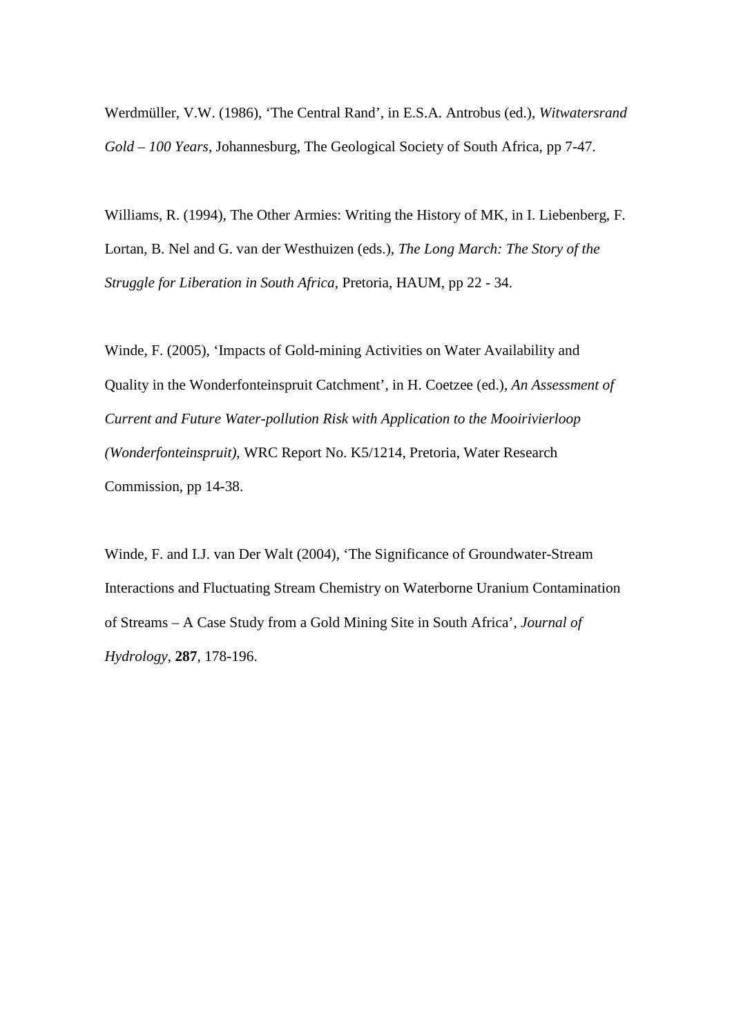Werdmüller, V.W. (1986), ‘The Central Rand’, in E.S.A. Antrobus (ed.), *Witwatersrand Gold – 100 Years*, Johannesburg, The Geological Society of South Africa, pp 7-47.

Williams, R. (1994), The Other Armies: Writing the History of MK, in I. Liebenberg, F. Lortan, B. Nel and G. van der Westhuizen (eds.), *The Long March: The Story of the Struggle for Liberation in South Africa*, Pretoria, HAUM, pp 22 - 34.

Winde, F. (2005), ‘Impacts of Gold-mining Activities on Water Availability and Quality in the Wonderfonteinspruit Catchment’, in H. Coetzee (ed.), *An Assessment of Current and Future Water-pollution Risk with Application to the Mooirivierloop (Wonderfonteinspruit)*, WRC Report No. K5/1214, Pretoria, Water Research Commission, pp 14-38.

Winde, F. and I.J. van Der Walt (2004), ‘The Significance of Groundwater-Stream Interactions and Fluctuating Stream Chemistry on Waterborne Uranium Contamination of Streams – A Case Study from a Gold Mining Site in South Africa’, *Journal of Hydrology*, **287**, 178-196.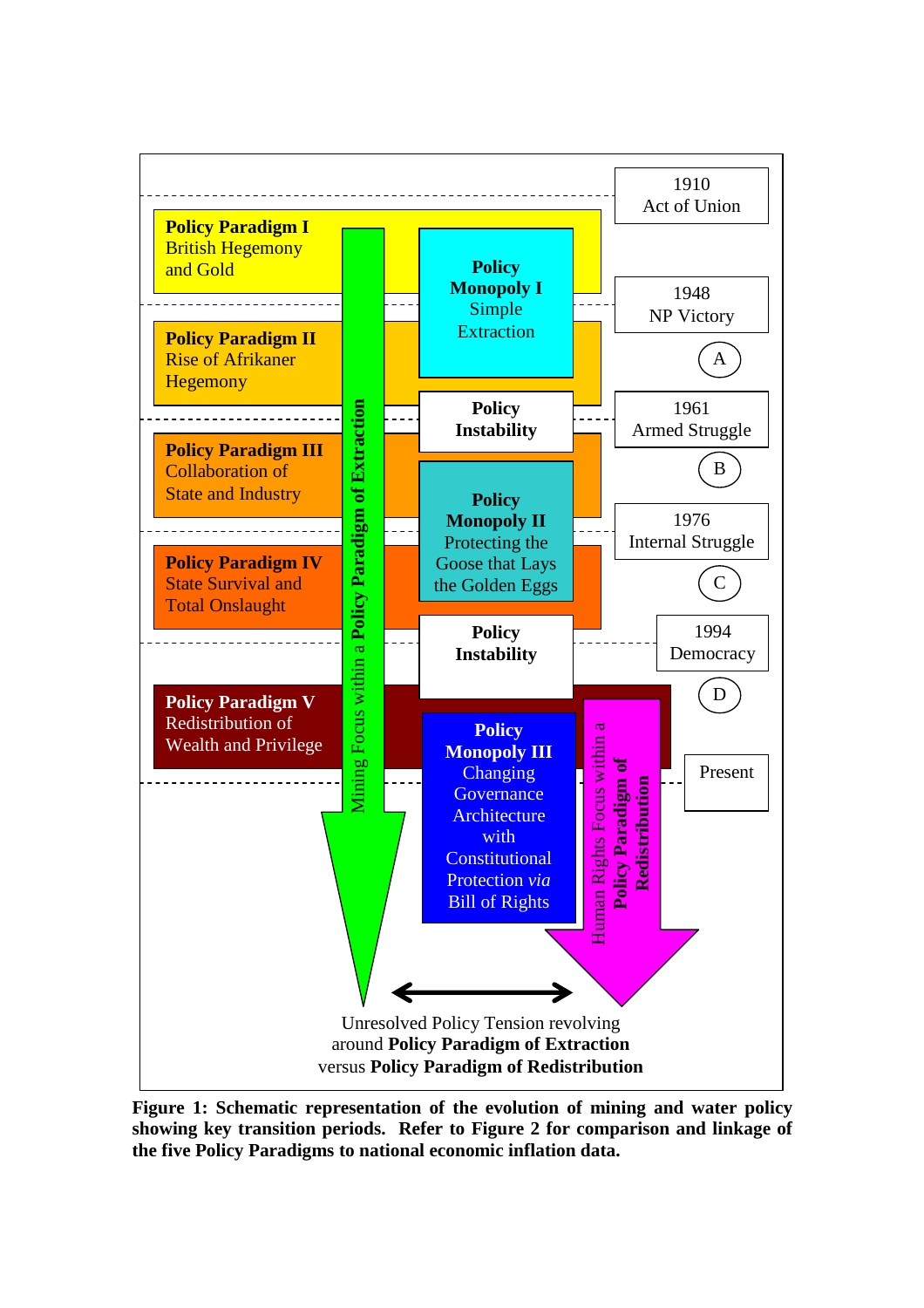1910
Act of Union

**Policy Paradigm I**
British Hegemony and Gold

**Policy Monopoly I**
Simple Extraction

1948
NP Victory

**Policy Paradigm II**
Rise of Afrikaner Hegemony

A

**Policy Instability**

1961
Armed Struggle

**Policy Paradigm III**
Collaboration of State and Industry

B

**Policy Monopoly II**
Protecting the Goose that Lays the Golden Eggs

1976
Internal Struggle

**Policy Paradigm IV**
State Survival and Total Onslaught

C

**Policy Instability**

1994
Democracy

D

**Policy Paradigm V**
Redistribution of Wealth and Privilege

**Policy Monopoly III**
Changing Governance Architecture with Constitutional Protection *via* Bill of Rights

Present

Mining Focus within a **Policy Paradigm of Extraction**

Human Rights Focus within a **Policy Paradigm of Redistribution**

Unresolved Policy Tension revolving around **Policy Paradigm of Extraction** versus **Policy Paradigm of Redistribution**

**Figure 1: Schematic representation of the evolution of mining and water policy showing key transition periods. Refer to Figure 2 for comparison and linkage of the five Policy Paradigms to national economic inflation data.**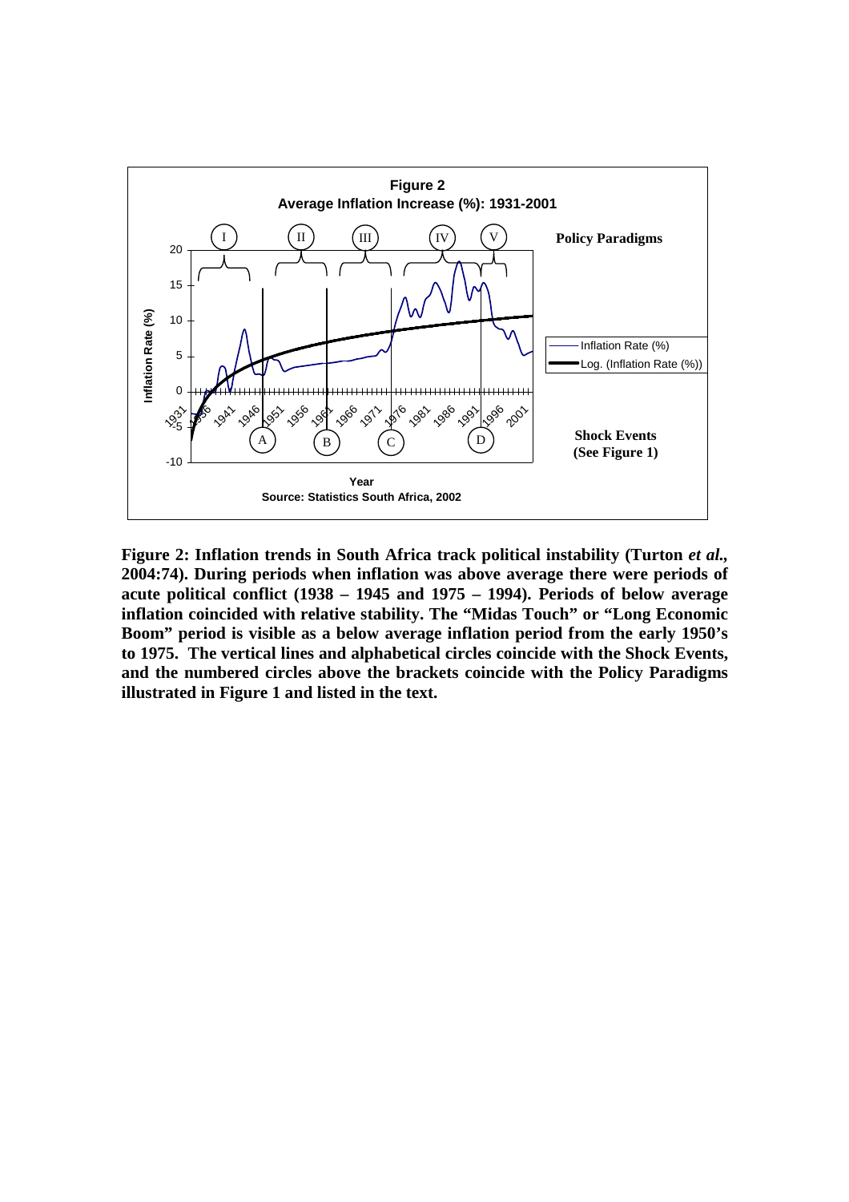**Figure 2**
**Average Inflation Increase (%): 1931-2001**

**Policy Paradigms**

Inflation Rate (%)

Log. (Inflation Rate (%))

**Shock Events (See Figure 1)**

Year

Source: Statistics South Africa, 2002

**Figure 2: Inflation trends in South Africa track political instability (Turton *et al.*, 2004:74). During periods when inflation was above average there were periods of acute political conflict (1938 – 1945 and 1975 – 1994). Periods of below average inflation coincided with relative stability. The "Midas Touch" or "Long Economic Boom" period is visible as a below average inflation period from the early 1950's to 1975. The vertical lines and alphabetical circles coincide with the Shock Events, and the numbered circles above the brackets coincide with the Policy Paradigms illustrated in Figure 1 and listed in the text.**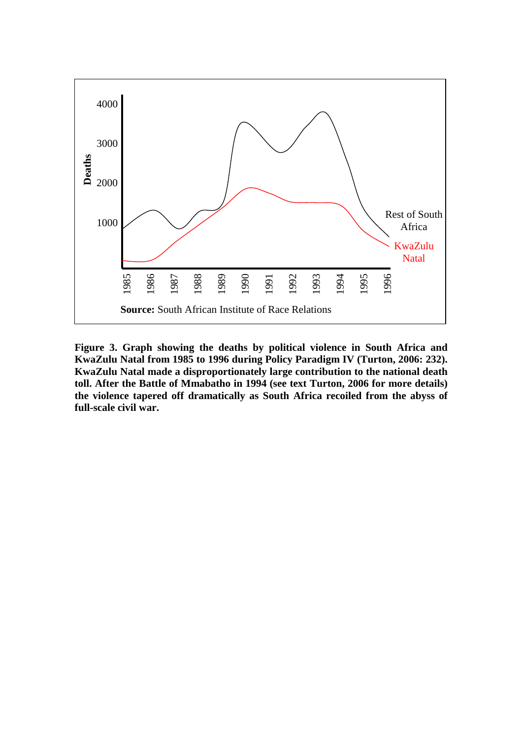4000
3000
2000
1000

Deaths

1985
1986
1987
1988
1989
1990
1991
1992
1993
1994
1995
1996

Rest of South Africa

KwaZulu Natal

**Source:** South African Institute of Race Relations

**Figure 3. Graph showing the deaths by political violence in South Africa and KwaZulu Natal from 1985 to 1996 during Policy Paradigm IV (Turton, 2006: 232). KwaZulu Natal made a disproportionately large contribution to the national death toll. After the Battle of Mmabatho in 1994 (see text Turton, 2006 for more details) the violence tapered off dramatically as South Africa recoiled from the abyss of full-scale civil war.**